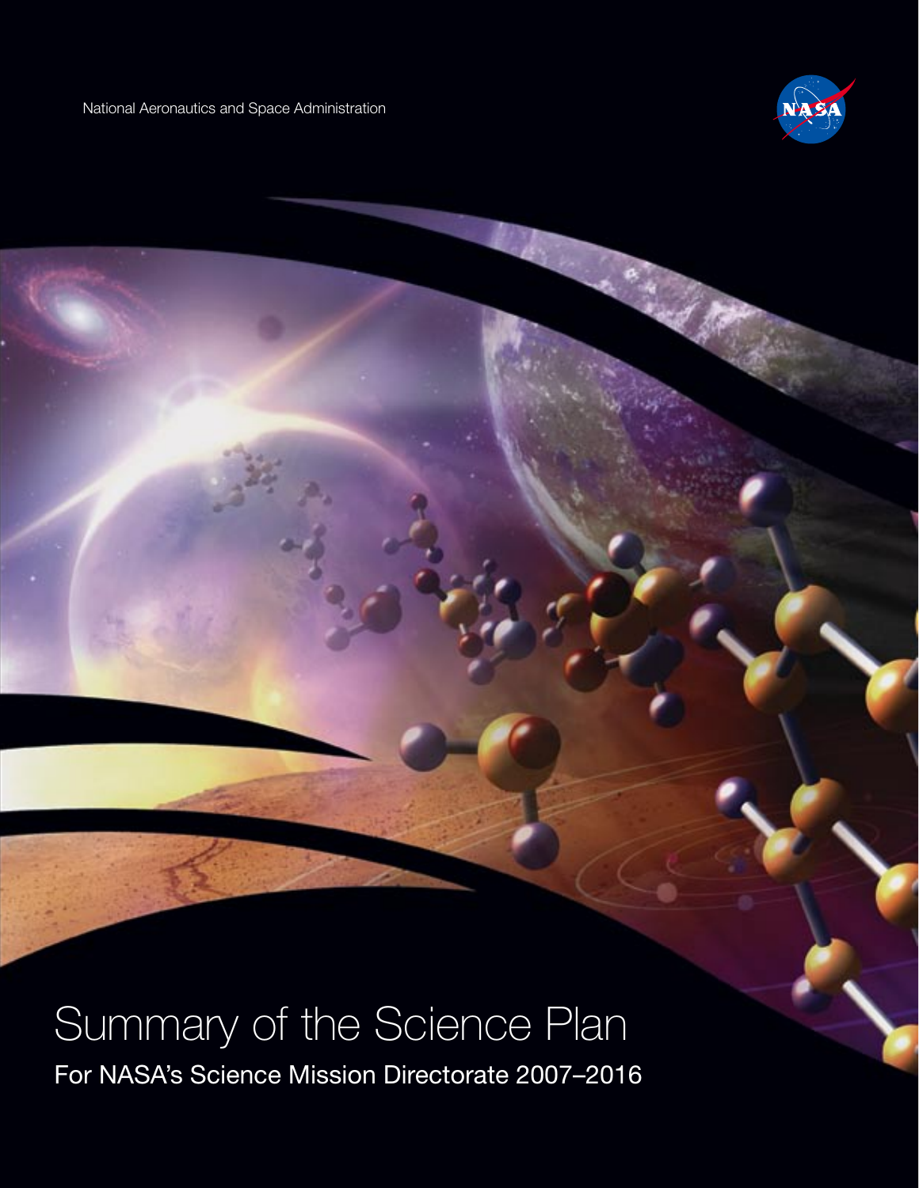National Aeronautics and Space Administration

# Summary of the Science Plan

## For NASA's Science Mission Directorate 2007–2016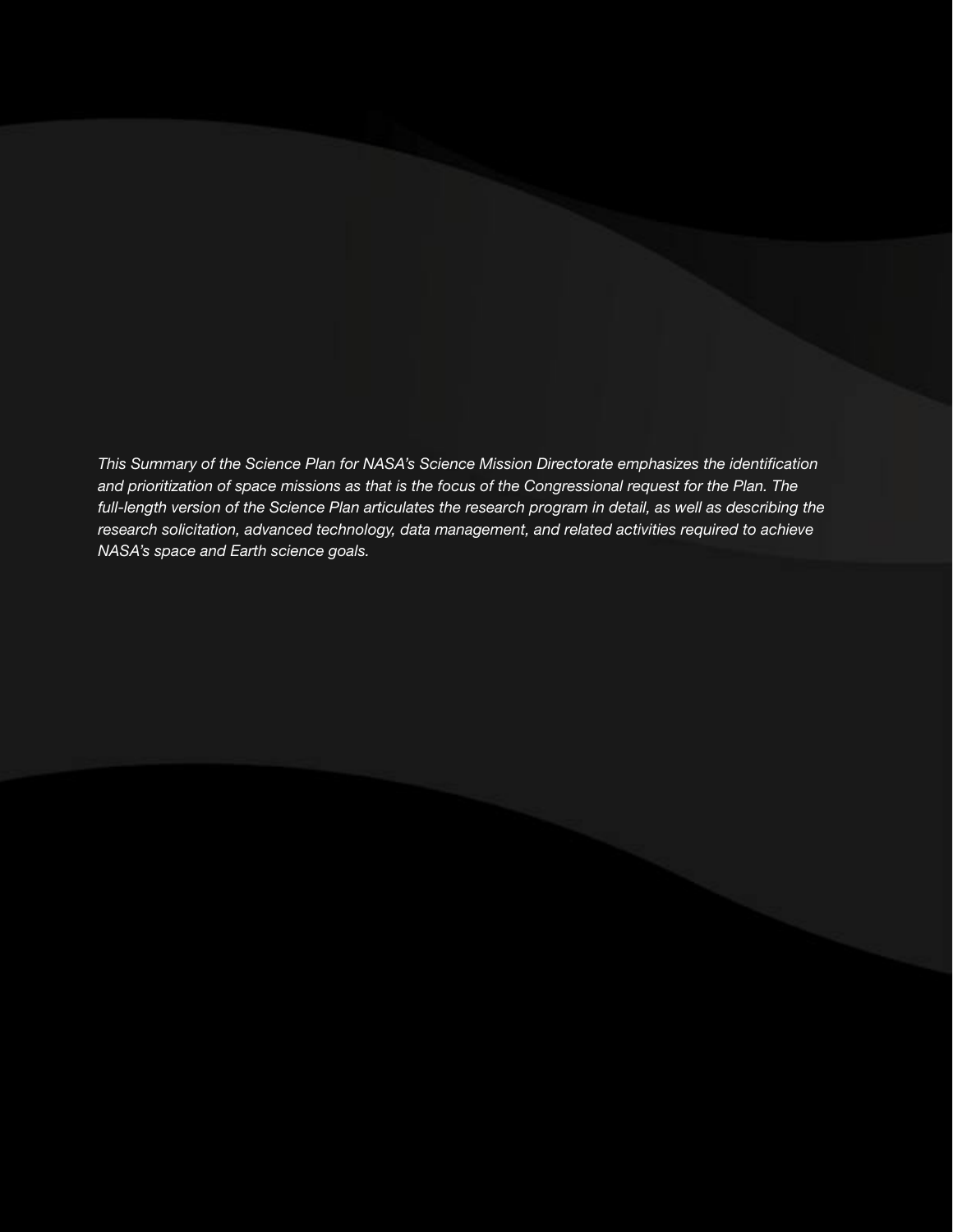*This Summary of the Science Plan for NASA's Science Mission Directorate emphasizes the identification and prioritization of space missions as that is the focus of the Congressional request for the Plan. The full-length version of the Science Plan articulates the research program in detail, as well as describing the research solicitation, advanced technology, data management, and related activities required to achieve NASA's space and Earth science goals.*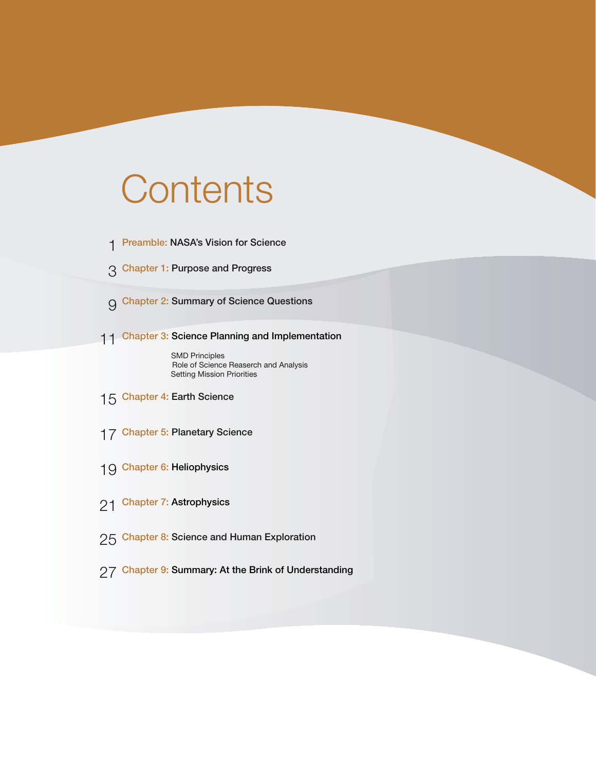# Contents

1 **Preamble:** NASA's Vision for Science

3 **Chapter 1:** Purpose and Progress

9 **Chapter 2:** Summary of Science Questions

11 **Chapter 3:** Science Planning and Implementation

- SMD Principles
- Role of Science Reaserch and Analysis
- Setting Mission Priorities

15 **Chapter 4:** Earth Science

17 **Chapter 5:** Planetary Science

19 **Chapter 6:** Heliophysics

21 **Chapter 7:** Astrophysics

25 **Chapter 8:** Science and Human Exploration

27 **Chapter 9:** Summary: At the Brink of Understanding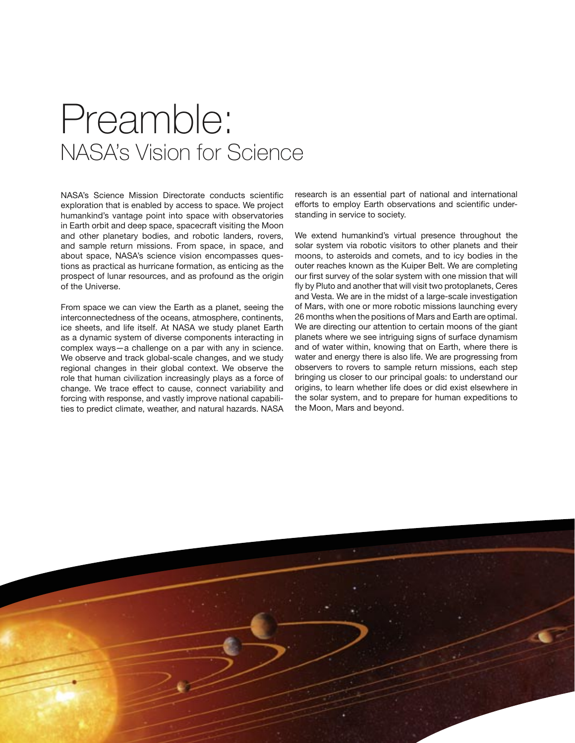# Preamble:
## NASA's Vision for Science

NASA's Science Mission Directorate conducts scientific exploration that is enabled by access to space. We project humankind's vantage point into space with observatories in Earth orbit and deep space, spacecraft visiting the Moon and other planetary bodies, and robotic landers, rovers, and sample return missions. From space, in space, and about space, NASA's science vision encompasses questions as practical as hurricane formation, as enticing as the prospect of lunar resources, and as profound as the origin of the Universe.

From space we can view the Earth as a planet, seeing the interconnectedness of the oceans, atmosphere, continents, ice sheets, and life itself. At NASA we study planet Earth as a dynamic system of diverse components interacting in complex ways—a challenge on a par with any in science. We observe and track global-scale changes, and we study regional changes in their global context. We observe the role that human civilization increasingly plays as a force of change. We trace effect to cause, connect variability and forcing with response, and vastly improve national capabilities to predict climate, weather, and natural hazards. NASA research is an essential part of national and international efforts to employ Earth observations and scientific understanding in service to society.

We extend humankind's virtual presence throughout the solar system via robotic visitors to other planets and their moons, to asteroids and comets, and to icy bodies in the outer reaches known as the Kuiper Belt. We are completing our first survey of the solar system with one mission that will fly by Pluto and another that will visit two protoplanets, Ceres and Vesta. We are in the midst of a large-scale investigation of Mars, with one or more robotic missions launching every 26 months when the positions of Mars and Earth are optimal. We are directing our attention to certain moons of the giant planets where we see intriguing signs of surface dynamism and of water within, knowing that on Earth, where there is water and energy there is also life. We are progressing from observers to rovers to sample return missions, each step bringing us closer to our principal goals: to understand our origins, to learn whether life does or did exist elsewhere in the solar system, and to prepare for human expeditions to the Moon, Mars and beyond.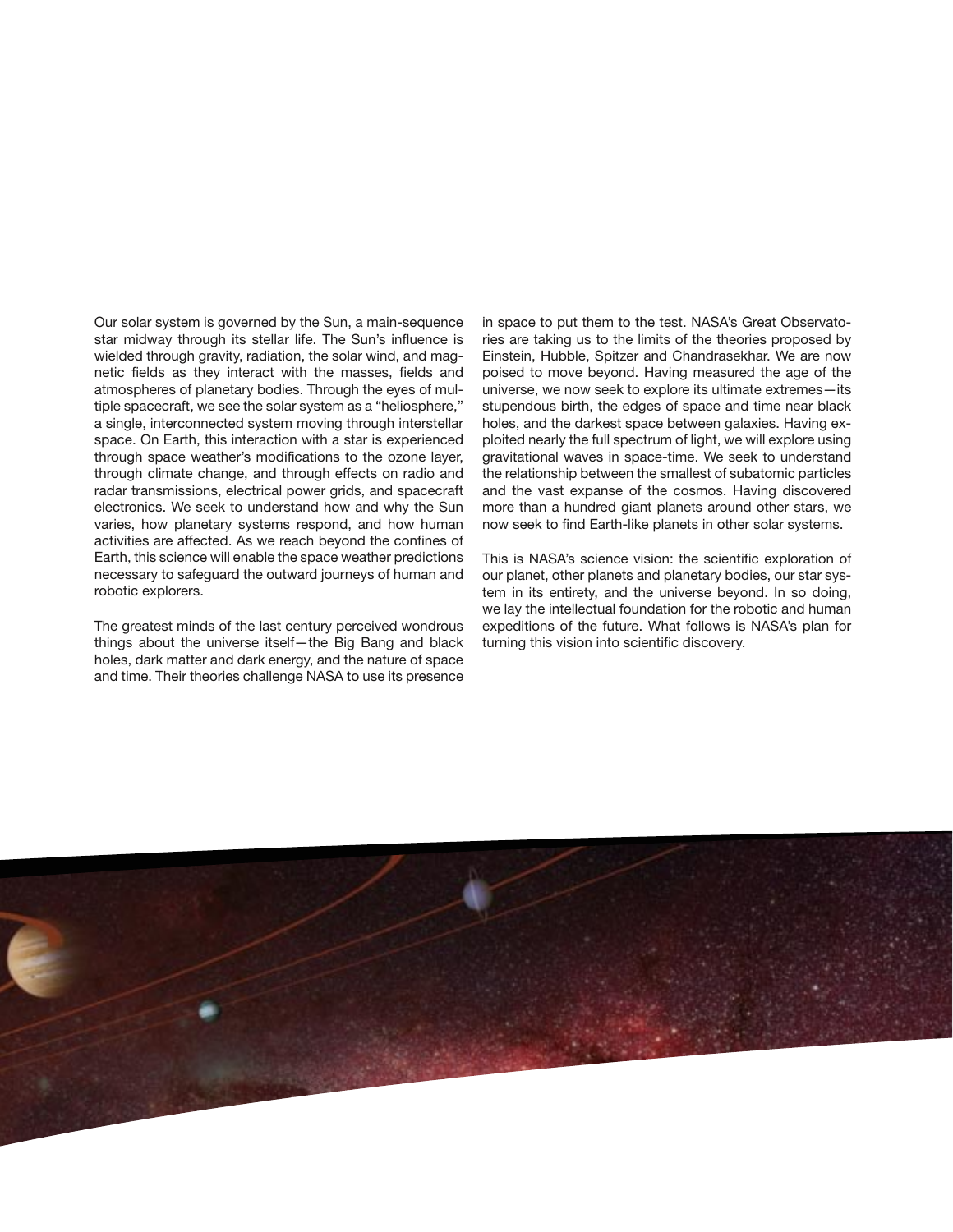Our solar system is governed by the Sun, a main-sequence star midway through its stellar life. The Sun's influence is wielded through gravity, radiation, the solar wind, and magnetic fields as they interact with the masses, fields and atmospheres of planetary bodies. Through the eyes of multiple spacecraft, we see the solar system as a "heliosphere," a single, interconnected system moving through interstellar space. On Earth, this interaction with a star is experienced through space weather's modifications to the ozone layer, through climate change, and through effects on radio and radar transmissions, electrical power grids, and spacecraft electronics. We seek to understand how and why the Sun varies, how planetary systems respond, and how human activities are affected. As we reach beyond the confines of Earth, this science will enable the space weather predictions necessary to safeguard the outward journeys of human and robotic explorers.

The greatest minds of the last century perceived wondrous things about the universe itself—the Big Bang and black holes, dark matter and dark energy, and the nature of space and time. Their theories challenge NASA to use its presence in space to put them to the test. NASA's Great Observatories are taking us to the limits of the theories proposed by Einstein, Hubble, Spitzer and Chandrasekhar. We are now poised to move beyond. Having measured the age of the universe, we now seek to explore its ultimate extremes—its stupendous birth, the edges of space and time near black holes, and the darkest space between galaxies. Having exploited nearly the full spectrum of light, we will explore using gravitational waves in space-time. We seek to understand the relationship between the smallest of subatomic particles and the vast expanse of the cosmos. Having discovered more than a hundred giant planets around other stars, we now seek to find Earth-like planets in other solar systems.

This is NASA's science vision: the scientific exploration of our planet, other planets and planetary bodies, our star system in its entirety, and the universe beyond. In so doing, we lay the intellectual foundation for the robotic and human expeditions of the future. What follows is NASA's plan for turning this vision into scientific discovery.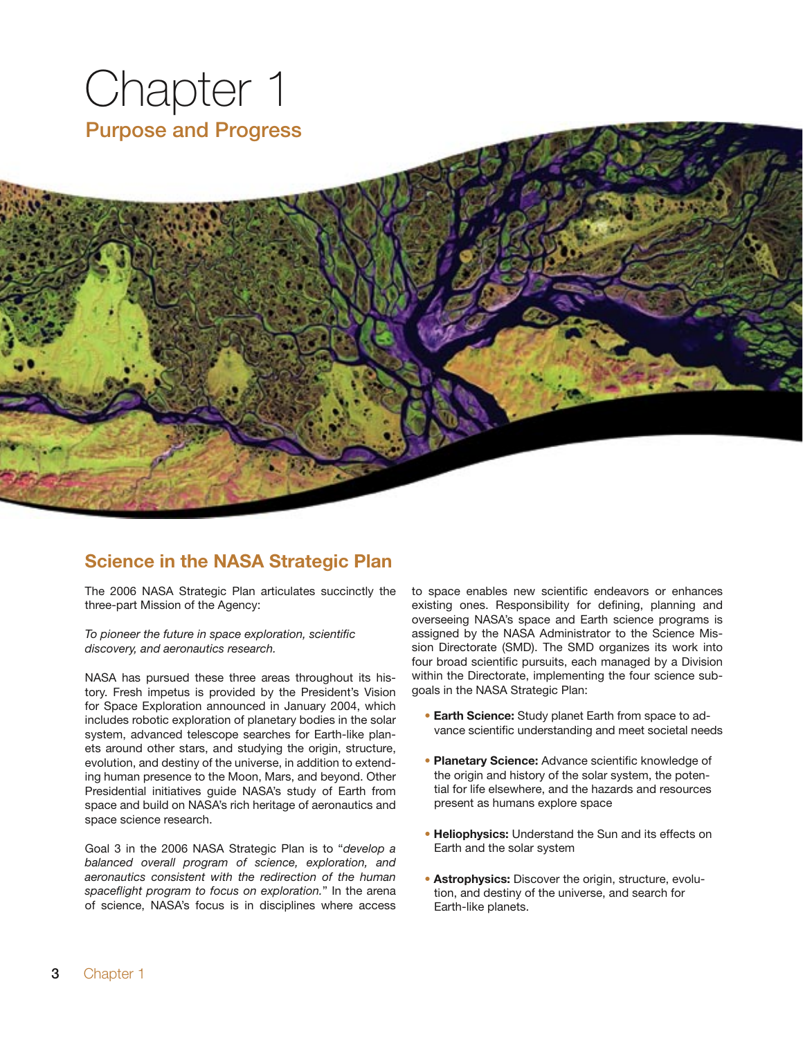# Chapter 1

## Purpose and Progress

### Science in the NASA Strategic Plan

The 2006 NASA Strategic Plan articulates succinctly the three-part Mission of the Agency:

*To pioneer the future in space exploration, scientific discovery, and aeronautics research.*

NASA has pursued these three areas throughout its history. Fresh impetus is provided by the President's Vision for Space Exploration announced in January 2004, which includes robotic exploration of planetary bodies in the solar system, advanced telescope searches for Earth-like planets around other stars, and studying the origin, structure, evolution, and destiny of the universe, in addition to extending human presence to the Moon, Mars, and beyond. Other Presidential initiatives guide NASA's study of Earth from space and build on NASA's rich heritage of aeronautics and space science research.

Goal 3 in the 2006 NASA Strategic Plan is to "*develop a balanced overall program of science, exploration, and aeronautics consistent with the redirection of the human spaceflight program to focus on exploration.*" In the arena of science, NASA's focus is in disciplines where access to space enables new scientific endeavors or enhances existing ones. Responsibility for defining, planning and overseeing NASA's space and Earth science programs is assigned by the NASA Administrator to the Science Mission Directorate (SMD). The SMD organizes its work into four broad scientific pursuits, each managed by a Division within the Directorate, implementing the four science subgoals in the NASA Strategic Plan:

- **Earth Science:** Study planet Earth from space to advance scientific understanding and meet societal needs
- **Planetary Science:** Advance scientific knowledge of the origin and history of the solar system, the potential for life elsewhere, and the hazards and resources present as humans explore space
- **Heliophysics:** Understand the Sun and its effects on Earth and the solar system
- **Astrophysics:** Discover the origin, structure, evolution, and destiny of the universe, and search for Earth-like planets.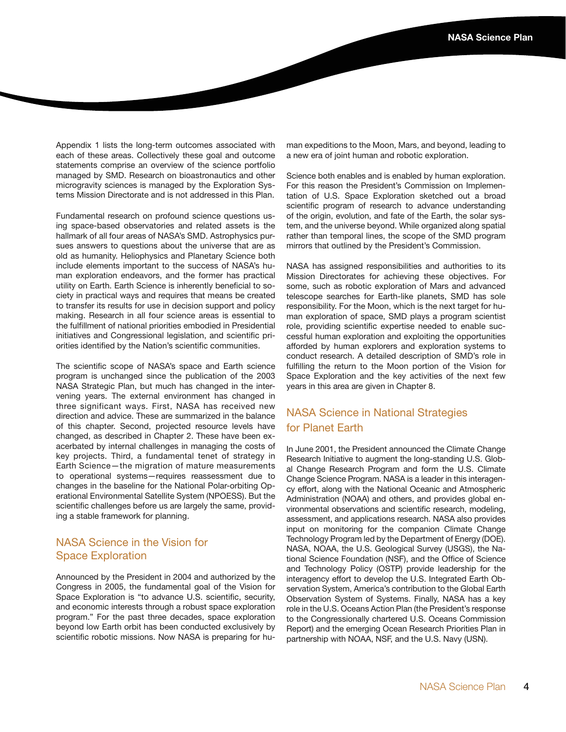Appendix 1 lists the long-term outcomes associated with each of these areas. Collectively these goal and outcome statements comprise an overview of the science portfolio managed by SMD. Research on bioastronautics and other microgravity sciences is managed by the Exploration Systems Mission Directorate and is not addressed in this Plan.

Fundamental research on profound science questions using space-based observatories and related assets is the hallmark of all four areas of NASA's SMD. Astrophysics pursues answers to questions about the universe that are as old as humanity. Heliophysics and Planetary Science both include elements important to the success of NASA's human exploration endeavors, and the former has practical utility on Earth. Earth Science is inherently beneficial to society in practical ways and requires that means be created to transfer its results for use in decision support and policy making. Research in all four science areas is essential to the fulfillment of national priorities embodied in Presidential initiatives and Congressional legislation, and scientific priorities identified by the Nation's scientific communities.

The scientific scope of NASA's space and Earth science program is unchanged since the publication of the 2003 NASA Strategic Plan, but much has changed in the intervening years. The external environment has changed in three significant ways. First, NASA has received new direction and advice. These are summarized in the balance of this chapter. Second, projected resource levels have changed, as described in Chapter 2. These have been exacerbated by internal challenges in managing the costs of key projects. Third, a fundamental tenet of strategy in Earth Science—the migration of mature measurements to operational systems—requires reassessment due to changes in the baseline for the National Polar-orbiting Operational Environmental Satellite System (NPOESS). But the scientific challenges before us are largely the same, providing a stable framework for planning.

## NASA Science in the Vision for Space Exploration

Announced by the President in 2004 and authorized by the Congress in 2005, the fundamental goal of the Vision for Space Exploration is "to advance U.S. scientific, security, and economic interests through a robust space exploration program." For the past three decades, space exploration beyond low Earth orbit has been conducted exclusively by scientific robotic missions. Now NASA is preparing for human expeditions to the Moon, Mars, and beyond, leading to a new era of joint human and robotic exploration.

Science both enables and is enabled by human exploration. For this reason the President's Commission on Implementation of U.S. Space Exploration sketched out a broad scientific program of research to advance understanding of the origin, evolution, and fate of the Earth, the solar system, and the universe beyond. While organized along spatial rather than temporal lines, the scope of the SMD program mirrors that outlined by the President's Commission.

NASA has assigned responsibilities and authorities to its Mission Directorates for achieving these objectives. For some, such as robotic exploration of Mars and advanced telescope searches for Earth-like planets, SMD has sole responsibility. For the Moon, which is the next target for human exploration of space, SMD plays a program scientist role, providing scientific expertise needed to enable successful human exploration and exploiting the opportunities afforded by human explorers and exploration systems to conduct research. A detailed description of SMD's role in fulfilling the return to the Moon portion of the Vision for Space Exploration and the key activities of the next few years in this area are given in Chapter 8.

## NASA Science in National Strategies for Planet Earth

In June 2001, the President announced the Climate Change Research Initiative to augment the long-standing U.S. Global Change Research Program and form the U.S. Climate Change Science Program. NASA is a leader in this interagency effort, along with the National Oceanic and Atmospheric Administration (NOAA) and others, and provides global environmental observations and scientific research, modeling, assessment, and applications research. NASA also provides input on monitoring for the companion Climate Change Technology Program led by the Department of Energy (DOE). NASA, NOAA, the U.S. Geological Survey (USGS), the National Science Foundation (NSF), and the Office of Science and Technology Policy (OSTP) provide leadership for the interagency effort to develop the U.S. Integrated Earth Observation System, America's contribution to the Global Earth Observation System of Systems. Finally, NASA has a key role in the U.S. Oceans Action Plan (the President's response to the Congressionally chartered U.S. Oceans Commission Report) and the emerging Ocean Research Priorities Plan in partnership with NOAA, NSF, and the U.S. Navy (USN).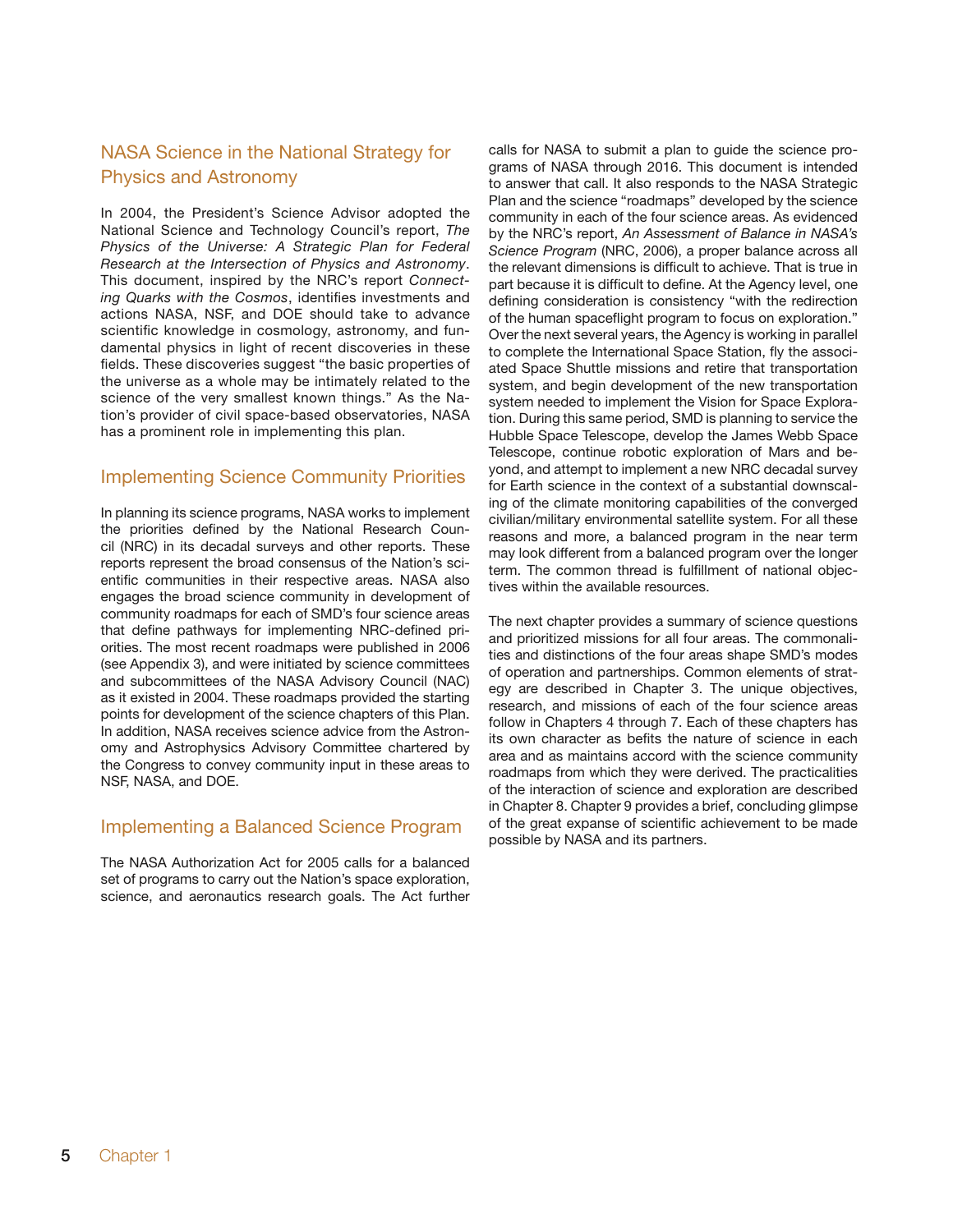## NASA Science in the National Strategy for Physics and Astronomy

In 2004, the President's Science Advisor adopted the National Science and Technology Council's report, *The Physics of the Universe: A Strategic Plan for Federal Research at the Intersection of Physics and Astronomy*. This document, inspired by the NRC's report *Connecting Quarks with the Cosmos*, identifies investments and actions NASA, NSF, and DOE should take to advance scientific knowledge in cosmology, astronomy, and fundamental physics in light of recent discoveries in these fields. These discoveries suggest "the basic properties of the universe as a whole may be intimately related to the science of the very smallest known things." As the Nation's provider of civil space-based observatories, NASA has a prominent role in implementing this plan.

## Implementing Science Community Priorities

In planning its science programs, NASA works to implement the priorities defined by the National Research Council (NRC) in its decadal surveys and other reports. These reports represent the broad consensus of the Nation's scientific communities in their respective areas. NASA also engages the broad science community in development of community roadmaps for each of SMD's four science areas that define pathways for implementing NRC-defined priorities. The most recent roadmaps were published in 2006 (see Appendix 3), and were initiated by science committees and subcommittees of the NASA Advisory Council (NAC) as it existed in 2004. These roadmaps provided the starting points for development of the science chapters of this Plan. In addition, NASA receives science advice from the Astronomy and Astrophysics Advisory Committee chartered by the Congress to convey community input in these areas to NSF, NASA, and DOE.

## Implementing a Balanced Science Program

The NASA Authorization Act for 2005 calls for a balanced set of programs to carry out the Nation's space exploration, science, and aeronautics research goals. The Act further calls for NASA to submit a plan to guide the science programs of NASA through 2016. This document is intended to answer that call. It also responds to the NASA Strategic Plan and the science "roadmaps" developed by the science community in each of the four science areas. As evidenced by the NRC's report, *An Assessment of Balance in NASA's Science Program* (NRC, 2006), a proper balance across all the relevant dimensions is difficult to achieve. That is true in part because it is difficult to define. At the Agency level, one defining consideration is consistency "with the redirection of the human spaceflight program to focus on exploration." Over the next several years, the Agency is working in parallel to complete the International Space Station, fly the associated Space Shuttle missions and retire that transportation system, and begin development of the new transportation system needed to implement the Vision for Space Exploration. During this same period, SMD is planning to service the Hubble Space Telescope, develop the James Webb Space Telescope, continue robotic exploration of Mars and beyond, and attempt to implement a new NRC decadal survey for Earth science in the context of a substantial downscaling of the climate monitoring capabilities of the converged civilian/military environmental satellite system. For all these reasons and more, a balanced program in the near term may look different from a balanced program over the longer term. The common thread is fulfillment of national objectives within the available resources.

The next chapter provides a summary of science questions and prioritized missions for all four areas. The commonalities and distinctions of the four areas shape SMD's modes of operation and partnerships. Common elements of strategy are described in Chapter 3. The unique objectives, research, and missions of each of the four science areas follow in Chapters 4 through 7. Each of these chapters has its own character as befits the nature of science in each area and as maintains accord with the science community roadmaps from which they were derived. The practicalities of the interaction of science and exploration are described in Chapter 8. Chapter 9 provides a brief, concluding glimpse of the great expanse of scientific achievement to be made possible by NASA and its partners.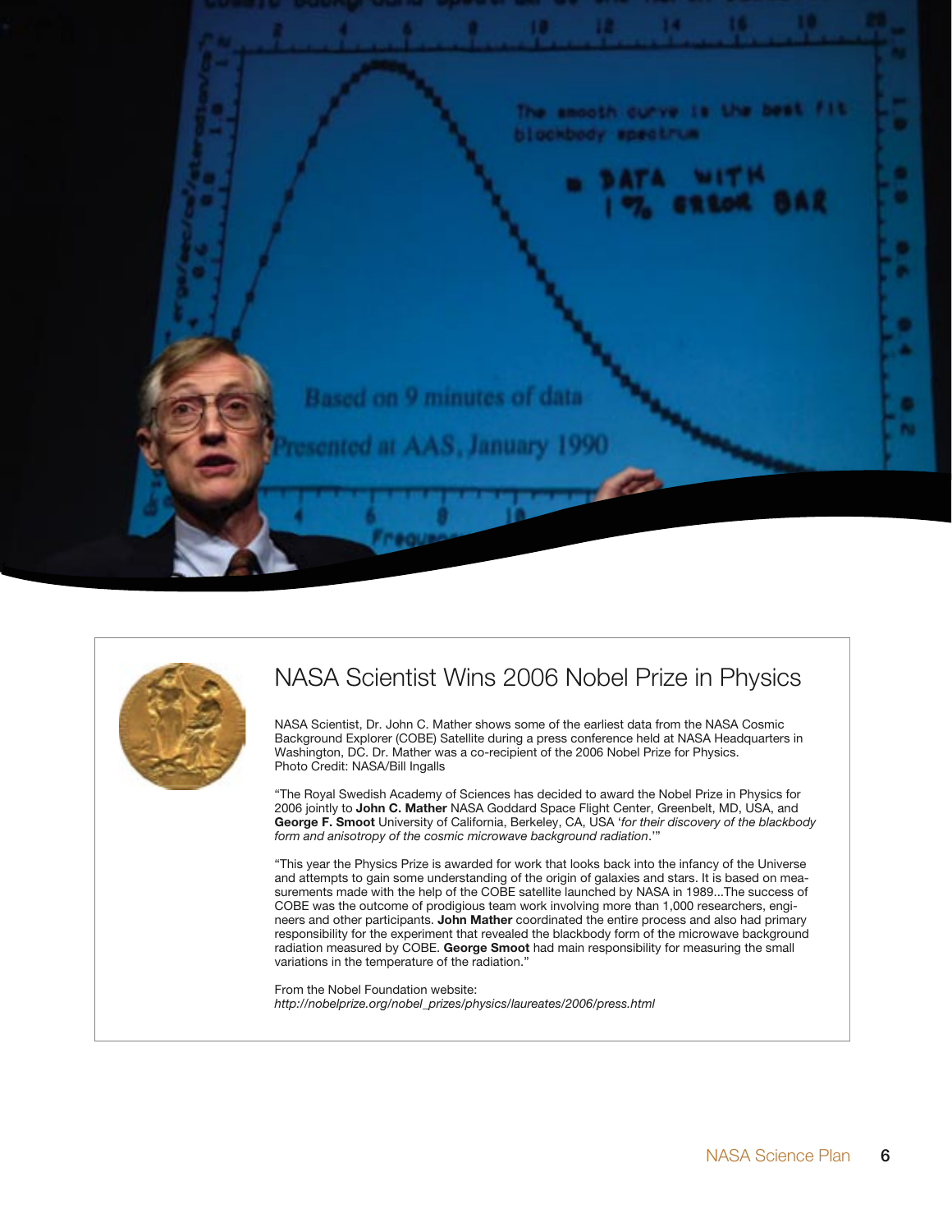## NASA Scientist Wins 2006 Nobel Prize in Physics

NASA Scientist, Dr. John C. Mather shows some of the earliest data from the NASA Cosmic Background Explorer (COBE) Satellite during a press conference held at NASA Headquarters in Washington, DC. Dr. Mather was a co-recipient of the 2006 Nobel Prize for Physics. Photo Credit: NASA/Bill Ingalls

"The Royal Swedish Academy of Sciences has decided to award the Nobel Prize in Physics for 2006 jointly to **John C. Mather** NASA Goddard Space Flight Center, Greenbelt, MD, USA, and **George F. Smoot** University of California, Berkeley, CA, USA '*for their discovery of the blackbody form and anisotropy of the cosmic microwave background radiation*.'"

"This year the Physics Prize is awarded for work that looks back into the infancy of the Universe and attempts to gain some understanding of the origin of galaxies and stars. It is based on measurements made with the help of the COBE satellite launched by NASA in 1989...The success of COBE was the outcome of prodigious team work involving more than 1,000 researchers, engineers and other participants. **John Mather** coordinated the entire process and also had primary responsibility for the experiment that revealed the blackbody form of the microwave background radiation measured by COBE. **George Smoot** had main responsibility for measuring the small variations in the temperature of the radiation."

From the Nobel Foundation website:
*http://nobelprize.org/nobel_prizes/physics/laureates/2006/press.html*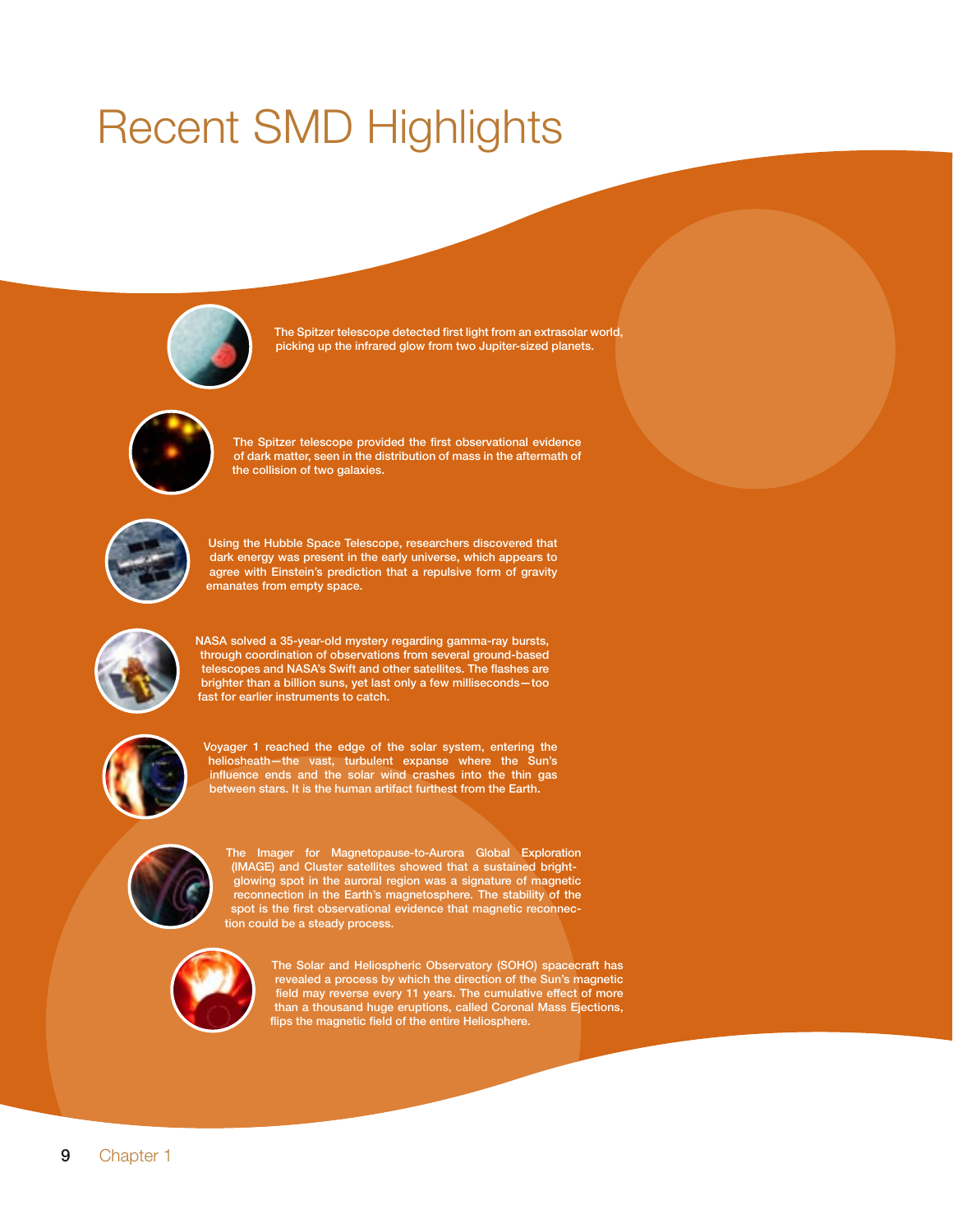# Recent SMD Highlights

The Spitzer telescope detected first light from an extrasolar world, picking up the infrared glow from two Jupiter-sized planets.

The Spitzer telescope provided the first observational evidence of dark matter, seen in the distribution of mass in the aftermath of the collision of two galaxies.

Using the Hubble Space Telescope, researchers discovered that dark energy was present in the early universe, which appears to agree with Einstein's prediction that a repulsive form of gravity emanates from empty space.

NASA solved a 35-year-old mystery regarding gamma-ray bursts, through coordination of observations from several ground-based telescopes and NASA's Swift and other satellites. The flashes are brighter than a billion suns, yet last only a few milliseconds—too fast for earlier instruments to catch.

Voyager 1 reached the edge of the solar system, entering the heliosheath—the vast, turbulent expanse where the Sun's influence ends and the solar wind crashes into the thin gas between stars. It is the human artifact furthest from the Earth.

The Imager for Magnetopause-to-Aurora Global Exploration (IMAGE) and Cluster satellites showed that a sustained bright-glowing spot in the auroral region was a signature of magnetic reconnection in the Earth's magnetosphere. The stability of the spot is the first observational evidence that magnetic reconnection could be a steady process.

The Solar and Heliospheric Observatory (SOHO) spacecraft has revealed a process by which the direction of the Sun's magnetic field may reverse every 11 years. The cumulative effect of more than a thousand huge eruptions, called Coronal Mass Ejections, flips the magnetic field of the entire Heliosphere.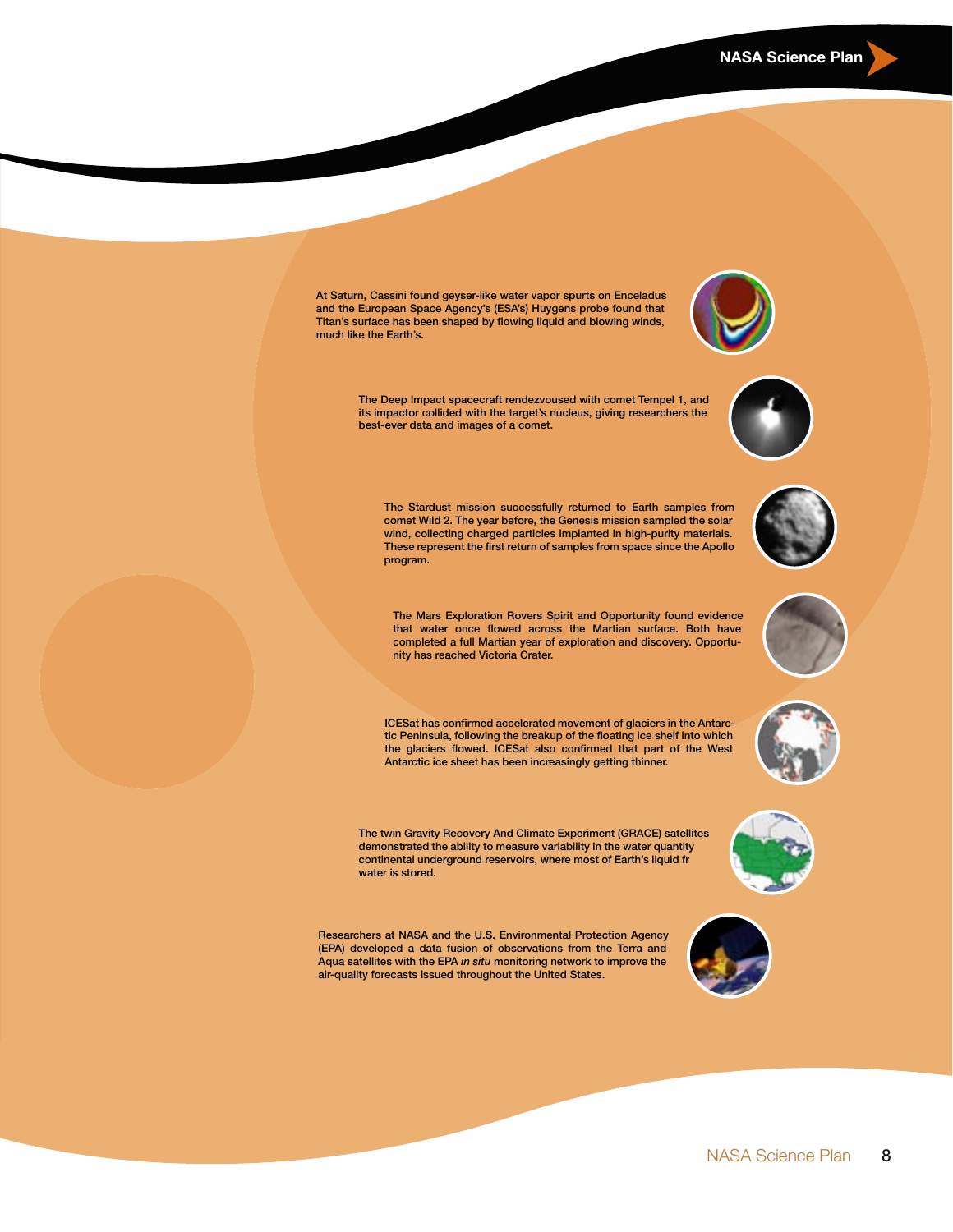At Saturn, Cassini found geyser-like water vapor spurts on Enceladus and the European Space Agency's (ESA's) Huygens probe found that Titan's surface has been shaped by flowing liquid and blowing winds, much like the Earth's.

The Deep Impact spacecraft rendezvoused with comet Tempel 1, and its impactor collided with the target's nucleus, giving researchers the best-ever data and images of a comet.

The Stardust mission successfully returned to Earth samples from comet Wild 2. The year before, the Genesis mission sampled the solar wind, collecting charged particles implanted in high-purity materials. These represent the first return of samples from space since the Apollo program.

The Mars Exploration Rovers Spirit and Opportunity found evidence that water once flowed across the Martian surface. Both have completed a full Martian year of exploration and discovery. Opportunity has reached Victoria Crater.

ICESat has confirmed accelerated movement of glaciers in the Antarctic Peninsula, following the breakup of the floating ice shelf into which the glaciers flowed. ICESat also confirmed that part of the West Antarctic ice sheet has been increasingly getting thinner.

The twin Gravity Recovery And Climate Experiment (GRACE) satellites demonstrated the ability to measure variability in the water quantity continental underground reservoirs, where most of Earth's liquid fr water is stored.

Researchers at NASA and the U.S. Environmental Protection Agency (EPA) developed a data fusion of observations from the Terra and Aqua satellites with the EPA *in situ* monitoring network to improve the air-quality forecasts issued throughout the United States.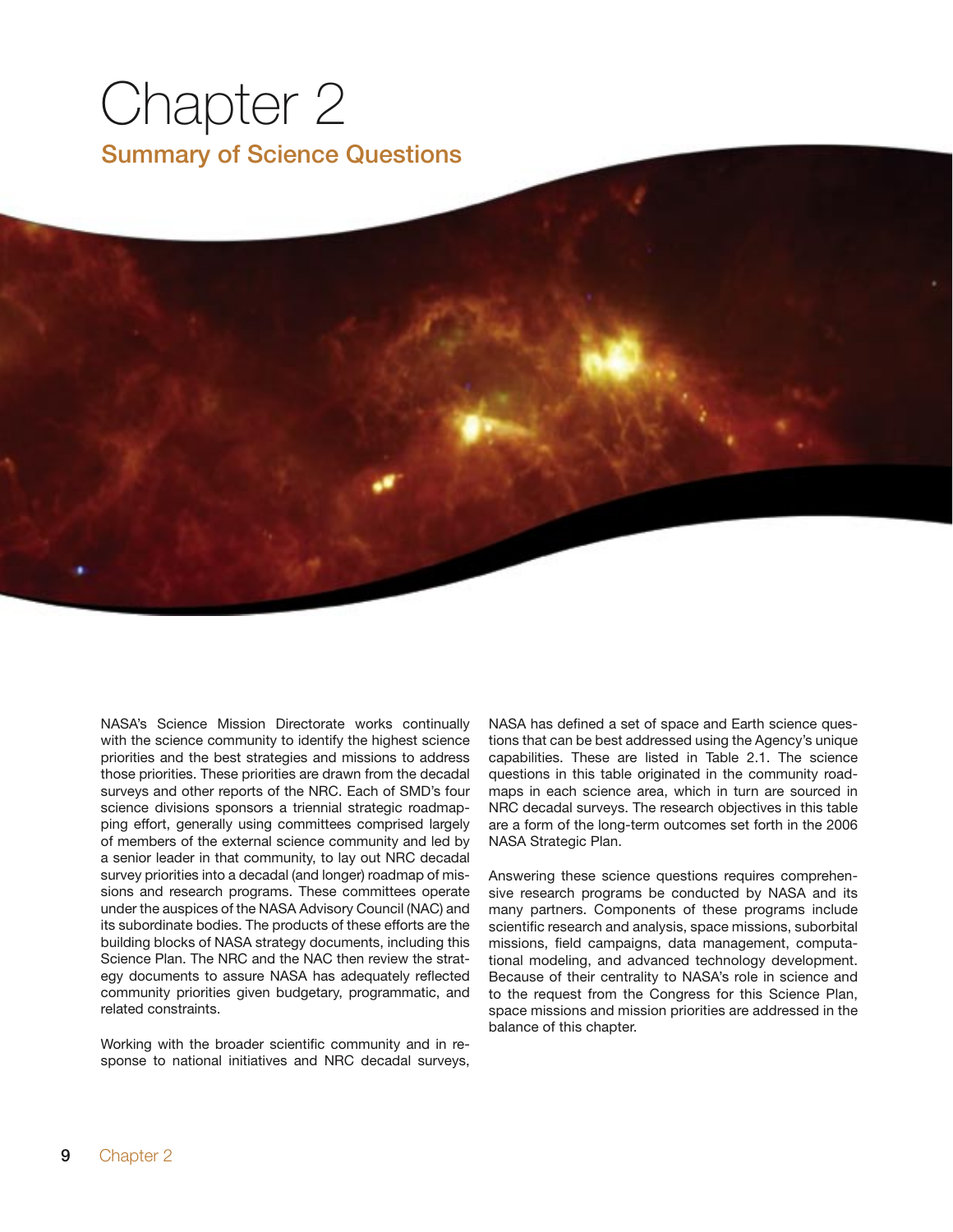# Chapter 2

## Summary of Science Questions

NASA's Science Mission Directorate works continually with the science community to identify the highest science priorities and the best strategies and missions to address those priorities. These priorities are drawn from the decadal surveys and other reports of the NRC. Each of SMD's four science divisions sponsors a triennial strategic roadmapping effort, generally using committees comprised largely of members of the external science community and led by a senior leader in that community, to lay out NRC decadal survey priorities into a decadal (and longer) roadmap of missions and research programs. These committees operate under the auspices of the NASA Advisory Council (NAC) and its subordinate bodies. The products of these efforts are the building blocks of NASA strategy documents, including this Science Plan. The NRC and the NAC then review the strategy documents to assure NASA has adequately reflected community priorities given budgetary, programmatic, and related constraints.

Working with the broader scientific community and in response to national initiatives and NRC decadal surveys, NASA has defined a set of space and Earth science questions that can be best addressed using the Agency's unique capabilities. These are listed in Table 2.1. The science questions in this table originated in the community roadmaps in each science area, which in turn are sourced in NRC decadal surveys. The research objectives in this table are a form of the long-term outcomes set forth in the 2006 NASA Strategic Plan.

Answering these science questions requires comprehensive research programs be conducted by NASA and its many partners. Components of these programs include scientific research and analysis, space missions, suborbital missions, field campaigns, data management, computational modeling, and advanced technology development. Because of their centrality to NASA's role in science and to the request from the Congress for this Science Plan, space missions and mission priorities are addressed in the balance of this chapter.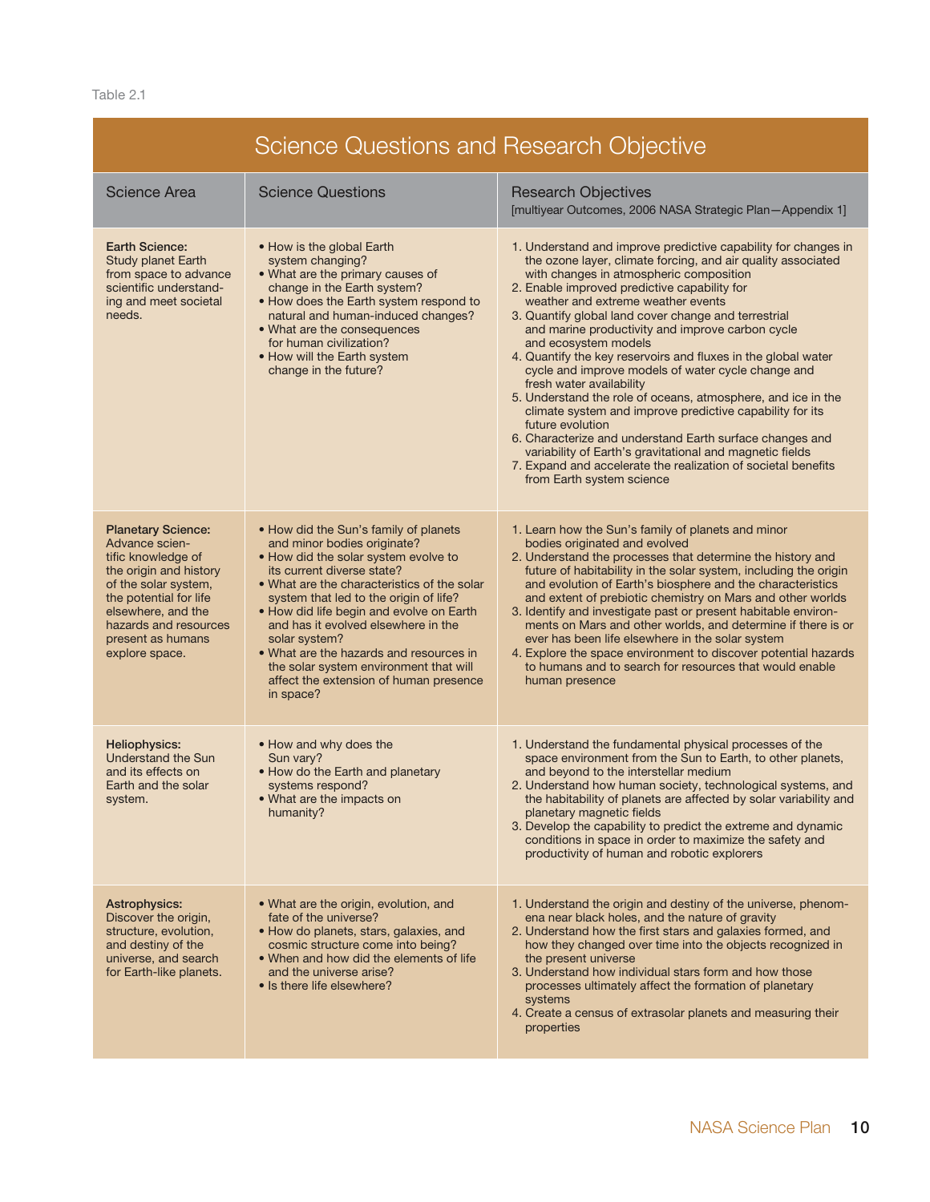Table 2.1

| Science Questions and Research Objective | | |
|---|---|---|
| **Science Area** | **Science Questions** | **Research Objectives** [multiyear Outcomes, 2006 NASA Strategic Plan—Appendix 1] |
| **Earth Science:** Study planet Earth from space to advance scientific understanding and meet societal needs. | • How is the global Earth system changing?<br>• What are the primary causes of change in the Earth system?<br>• How does the Earth system respond to natural and human-induced changes?<br>• What are the consequences for human civilization?<br>• How will the Earth system change in the future? | 1. Understand and improve predictive capability for changes in the ozone layer, climate forcing, and air quality associated with changes in atmospheric composition<br>2. Enable improved predictive capability for weather and extreme weather events<br>3. Quantify global land cover change and terrestrial and marine productivity and improve carbon cycle and ecosystem models<br>4. Quantify the key reservoirs and fluxes in the global water cycle and improve models of water cycle change and fresh water availability<br>5. Understand the role of oceans, atmosphere, and ice in the climate system and improve predictive capability for its future evolution<br>6. Characterize and understand Earth surface changes and variability of Earth's gravitational and magnetic fields<br>7. Expand and accelerate the realization of societal benefits from Earth system science |
| **Planetary Science:** Advance scientific knowledge of the origin and history of the solar system, the potential for life elsewhere, and the hazards and resources present as humans explore space. | • How did the Sun's family of planets and minor bodies originate?<br>• How did the solar system evolve to its current diverse state?<br>• What are the characteristics of the solar system that led to the origin of life?<br>• How did life begin and evolve on Earth and has it evolved elsewhere in the solar system?<br>• What are the hazards and resources in the solar system environment that will affect the extension of human presence in space? | 1. Learn how the Sun's family of planets and minor bodies originated and evolved<br>2. Understand the processes that determine the history and future of habitability in the solar system, including the origin and evolution of Earth's biosphere and the characteristics and extent of prebiotic chemistry on Mars and other worlds<br>3. Identify and investigate past or present habitable environments on Mars and other worlds, and determine if there is or ever has been life elsewhere in the solar system<br>4. Explore the space environment to discover potential hazards to humans and to search for resources that would enable human presence |
| **Heliophysics:** Understand the Sun and its effects on Earth and the solar system. | • How and why does the Sun vary?<br>• How do the Earth and planetary systems respond?<br>• What are the impacts on humanity? | 1. Understand the fundamental physical processes of the space environment from the Sun to Earth, to other planets, and beyond to the interstellar medium<br>2. Understand how human society, technological systems, and the habitability of planets are affected by solar variability and planetary magnetic fields<br>3. Develop the capability to predict the extreme and dynamic conditions in space in order to maximize the safety and productivity of human and robotic explorers |
| **Astrophysics:** Discover the origin, structure, evolution, and destiny of the universe, and search for Earth-like planets. | • What are the origin, evolution, and fate of the universe?<br>• How do planets, stars, galaxies, and cosmic structure come into being?<br>• When and how did the elements of life and the universe arise?<br>• Is there life elsewhere? | 1. Understand the origin and destiny of the universe, phenomena near black holes, and the nature of gravity<br>2. Understand how the first stars and galaxies formed, and how they changed over time into the objects recognized in the present universe<br>3. Understand how individual stars form and how those processes ultimately affect the formation of planetary systems<br>4. Create a census of extrasolar planets and measuring their properties |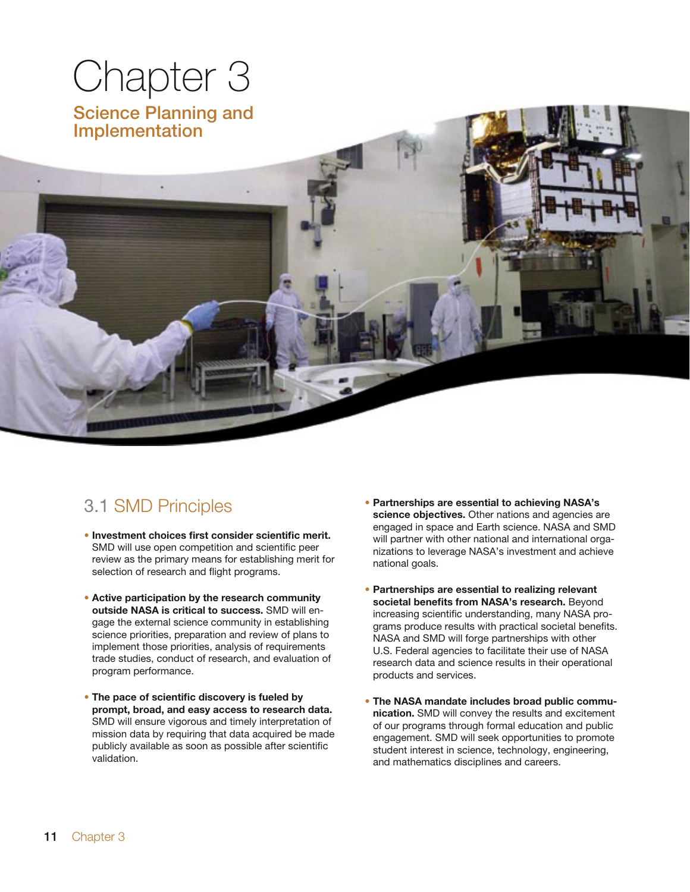# Chapter 3

## Science Planning and Implementation

### 3.1 SMD Principles

- **Investment choices first consider scientific merit.** SMD will use open competition and scientific peer review as the primary means for establishing merit for selection of research and flight programs.

- **Active participation by the research community outside NASA is critical to success.** SMD will engage the external science community in establishing science priorities, preparation and review of plans to implement those priorities, analysis of requirements trade studies, conduct of research, and evaluation of program performance.

- **The pace of scientific discovery is fueled by prompt, broad, and easy access to research data.** SMD will ensure vigorous and timely interpretation of mission data by requiring that data acquired be made publicly available as soon as possible after scientific validation.

- **Partnerships are essential to achieving NASA's science objectives.** Other nations and agencies are engaged in space and Earth science. NASA and SMD will partner with other national and international organizations to leverage NASA's investment and achieve national goals.

- **Partnerships are essential to realizing relevant societal benefits from NASA's research.** Beyond increasing scientific understanding, many NASA programs produce results with practical societal benefits. NASA and SMD will forge partnerships with other U.S. Federal agencies to facilitate their use of NASA research data and science results in their operational products and services.

- **The NASA mandate includes broad public communication.** SMD will convey the results and excitement of our programs through formal education and public engagement. SMD will seek opportunities to promote student interest in science, technology, engineering, and mathematics disciplines and careers.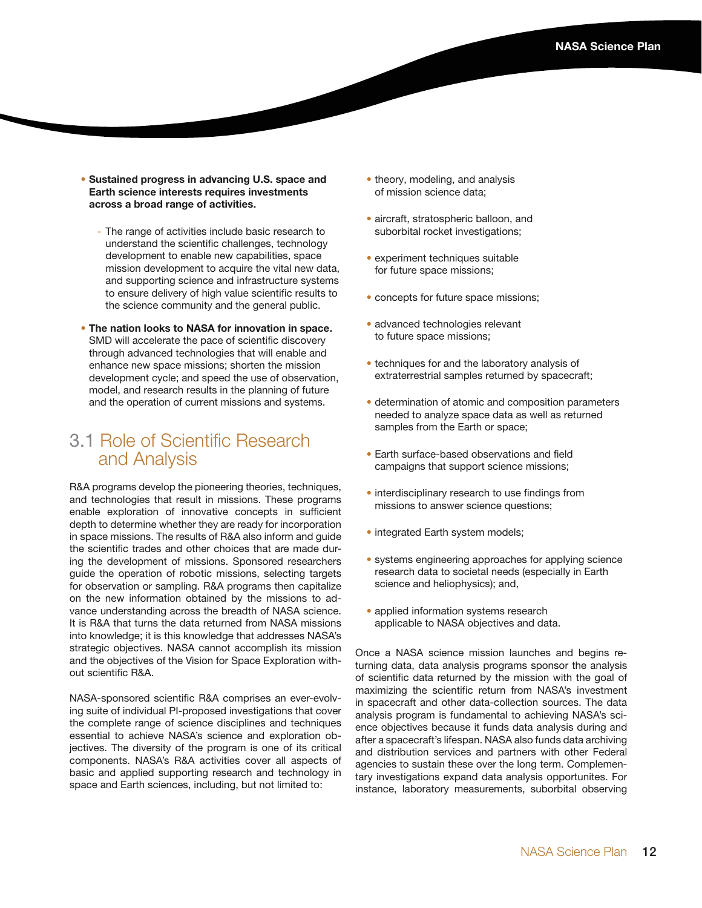- **Sustained progress in advancing U.S. space and Earth science interests requires investments across a broad range of activities.**
  - The range of activities include basic research to understand the scientific challenges, technology development to enable new capabilities, space mission development to acquire the vital new data, and supporting science and infrastructure systems to ensure delivery of high value scientific results to the science community and the general public.
- **The nation looks to NASA for innovation in space.** SMD will accelerate the pace of scientific discovery through advanced technologies that will enable and enhance new space missions; shorten the mission development cycle; and speed the use of observation, model, and research results in the planning of future and the operation of current missions and systems.

## 3.1 Role of Scientific Research and Analysis

R&A programs develop the pioneering theories, techniques, and technologies that result in missions. These programs enable exploration of innovative concepts in sufficient depth to determine whether they are ready for incorporation in space missions. The results of R&A also inform and guide the scientific trades and other choices that are made during the development of missions. Sponsored researchers guide the operation of robotic missions, selecting targets for observation or sampling. R&A programs then capitalize on the new information obtained by the missions to advance understanding across the breadth of NASA science. It is R&A that turns the data returned from NASA missions into knowledge; it is this knowledge that addresses NASA's strategic objectives. NASA cannot accomplish its mission and the objectives of the Vision for Space Exploration without scientific R&A.

NASA-sponsored scientific R&A comprises an ever-evolving suite of individual PI-proposed investigations that cover the complete range of science disciplines and techniques essential to achieve NASA's science and exploration objectives. The diversity of the program is one of its critical components. NASA's R&A activities cover all aspects of basic and applied supporting research and technology in space and Earth sciences, including, but not limited to:

- theory, modeling, and analysis of mission science data;
- aircraft, stratospheric balloon, and suborbital rocket investigations;
- experiment techniques suitable for future space missions;
- concepts for future space missions;
- advanced technologies relevant to future space missions;
- techniques for and the laboratory analysis of extraterrestrial samples returned by spacecraft;
- determination of atomic and composition parameters needed to analyze space data as well as returned samples from the Earth or space;
- Earth surface-based observations and field campaigns that support science missions;
- interdisciplinary research to use findings from missions to answer science questions;
- integrated Earth system models;
- systems engineering approaches for applying science research data to societal needs (especially in Earth science and heliophysics); and,
- applied information systems research applicable to NASA objectives and data.

Once a NASA science mission launches and begins returning data, data analysis programs sponsor the analysis of scientific data returned by the mission with the goal of maximizing the scientific return from NASA's investment in spacecraft and other data-collection sources. The data analysis program is fundamental to achieving NASA's science objectives because it funds data analysis during and after a spacecraft's lifespan. NASA also funds data archiving and distribution services and partners with other Federal agencies to sustain these over the long term. Complementary investigations expand data analysis opportunites. For instance, laboratory measurements, suborbital observing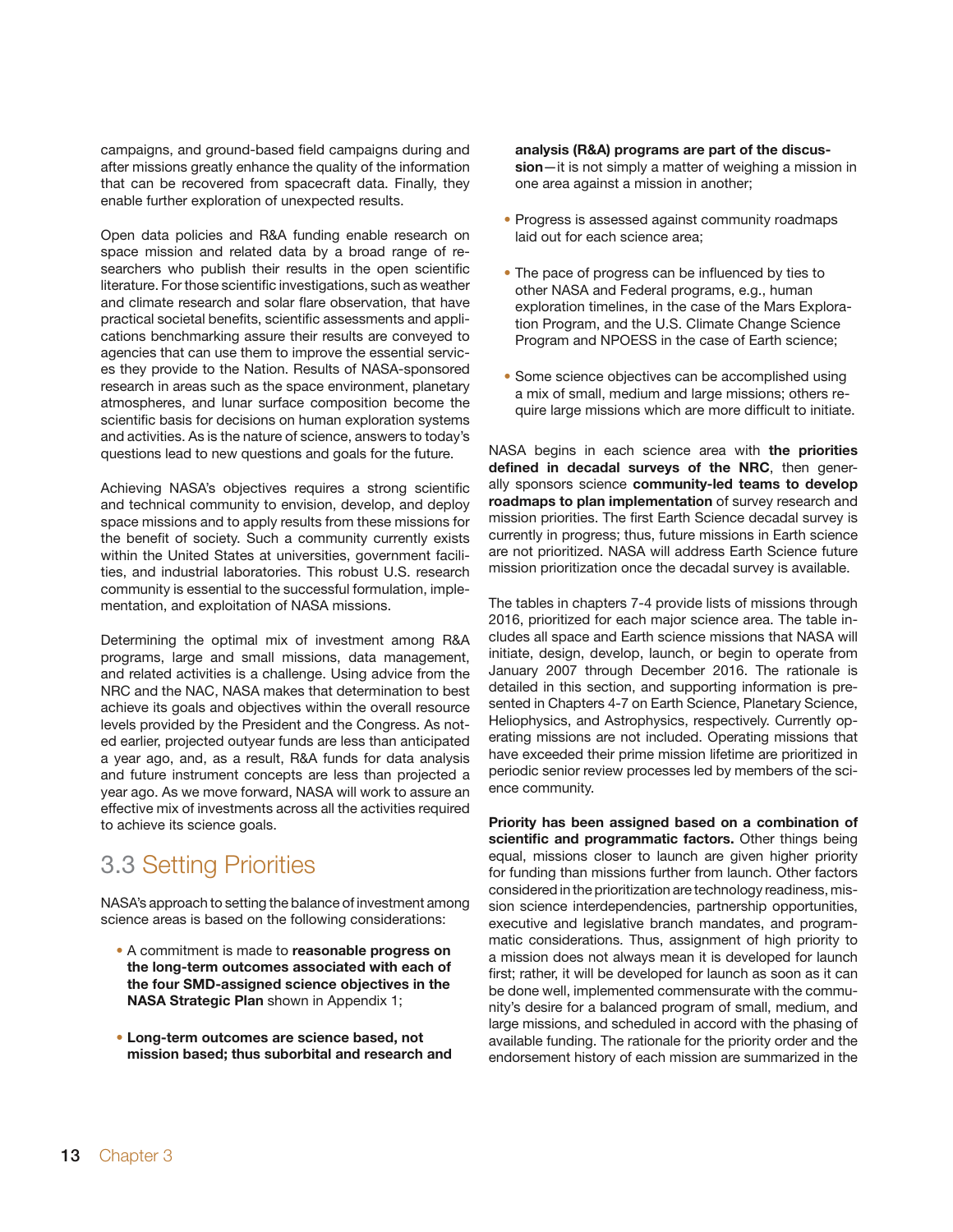campaigns, and ground-based field campaigns during and after missions greatly enhance the quality of the information that can be recovered from spacecraft data. Finally, they enable further exploration of unexpected results.

Open data policies and R&A funding enable research on space mission and related data by a broad range of researchers who publish their results in the open scientific literature. For those scientific investigations, such as weather and climate research and solar flare observation, that have practical societal benefits, scientific assessments and applications benchmarking assure their results are conveyed to agencies that can use them to improve the essential services they provide to the Nation. Results of NASA-sponsored research in areas such as the space environment, planetary atmospheres, and lunar surface composition become the scientific basis for decisions on human exploration systems and activities. As is the nature of science, answers to today's questions lead to new questions and goals for the future.

Achieving NASA's objectives requires a strong scientific and technical community to envision, develop, and deploy space missions and to apply results from these missions for the benefit of society. Such a community currently exists within the United States at universities, government facilities, and industrial laboratories. This robust U.S. research community is essential to the successful formulation, implementation, and exploitation of NASA missions.

Determining the optimal mix of investment among R&A programs, large and small missions, data management, and related activities is a challenge. Using advice from the NRC and the NAC, NASA makes that determination to best achieve its goals and objectives within the overall resource levels provided by the President and the Congress. As noted earlier, projected outyear funds are less than anticipated a year ago, and, as a result, R&A funds for data analysis and future instrument concepts are less than projected a year ago. As we move forward, NASA will work to assure an effective mix of investments across all the activities required to achieve its science goals.

## 3.3 Setting Priorities

NASA's approach to setting the balance of investment among science areas is based on the following considerations:

- A commitment is made to **reasonable progress on the long-term outcomes associated with each of the four SMD-assigned science objectives in the NASA Strategic Plan** shown in Appendix 1;
- **Long-term outcomes are science based, not mission based; thus suborbital and research and analysis (R&A) programs are part of the discussion**—it is not simply a matter of weighing a mission in one area against a mission in another;
- Progress is assessed against community roadmaps laid out for each science area;
- The pace of progress can be influenced by ties to other NASA and Federal programs, e.g., human exploration timelines, in the case of the Mars Exploration Program, and the U.S. Climate Change Science Program and NPOESS in the case of Earth science;
- Some science objectives can be accomplished using a mix of small, medium and large missions; others require large missions which are more difficult to initiate.

NASA begins in each science area with **the priorities defined in decadal surveys of the NRC**, then generally sponsors science **community-led teams to develop roadmaps to plan implementation** of survey research and mission priorities. The first Earth Science decadal survey is currently in progress; thus, future missions in Earth science are not prioritized. NASA will address Earth Science future mission prioritization once the decadal survey is available.

The tables in chapters 7-4 provide lists of missions through 2016, prioritized for each major science area. The table includes all space and Earth science missions that NASA will initiate, design, develop, launch, or begin to operate from January 2007 through December 2016. The rationale is detailed in this section, and supporting information is presented in Chapters 4-7 on Earth Science, Planetary Science, Heliophysics, and Astrophysics, respectively. Currently operating missions are not included. Operating missions that have exceeded their prime mission lifetime are prioritized in periodic senior review processes led by members of the science community.

**Priority has been assigned based on a combination of scientific and programmatic factors.** Other things being equal, missions closer to launch are given higher priority for funding than missions further from launch. Other factors considered in the prioritization are technology readiness, mission science interdependencies, partnership opportunities, executive and legislative branch mandates, and programmatic considerations. Thus, assignment of high priority to a mission does not always mean it is developed for launch first; rather, it will be developed for launch as soon as it can be done well, implemented commensurate with the community's desire for a balanced program of small, medium, and large missions, and scheduled in accord with the phasing of available funding. The rationale for the priority order and the endorsement history of each mission are summarized in the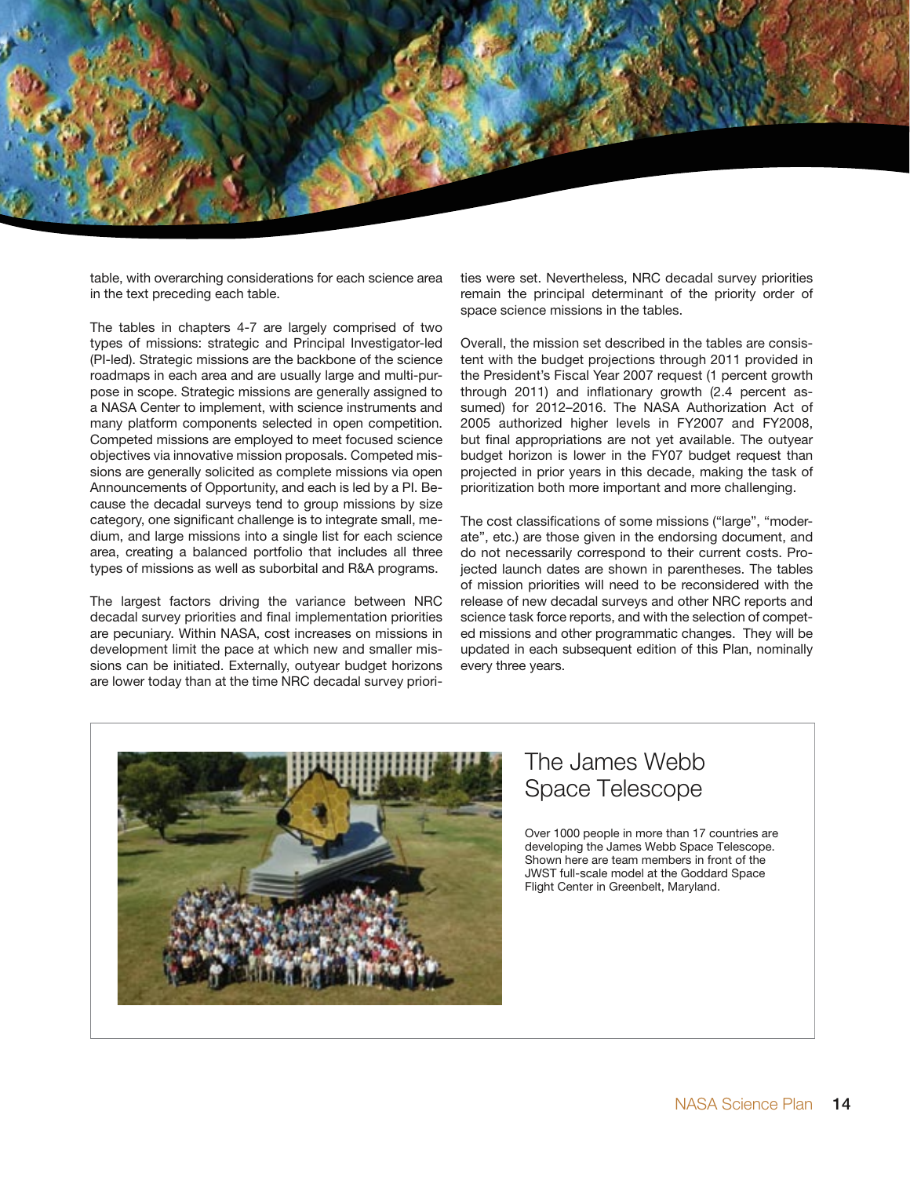table, with overarching considerations for each science area in the text preceding each table.

The tables in chapters 4-7 are largely comprised of two types of missions: strategic and Principal Investigator-led (PI-led). Strategic missions are the backbone of the science roadmaps in each area and are usually large and multi-purpose in scope. Strategic missions are generally assigned to a NASA Center to implement, with science instruments and many platform components selected in open competition. Competed missions are employed to meet focused science objectives via innovative mission proposals. Competed missions are generally solicited as complete missions via open Announcements of Opportunity, and each is led by a PI. Because the decadal surveys tend to group missions by size category, one significant challenge is to integrate small, medium, and large missions into a single list for each science area, creating a balanced portfolio that includes all three types of missions as well as suborbital and R&A programs.

The largest factors driving the variance between NRC decadal survey priorities and final implementation priorities are pecuniary. Within NASA, cost increases on missions in development limit the pace at which new and smaller missions can be initiated. Externally, outyear budget horizons are lower today than at the time NRC decadal survey priorities were set. Nevertheless, NRC decadal survey priorities remain the principal determinant of the priority order of space science missions in the tables.

Overall, the mission set described in the tables are consistent with the budget projections through 2011 provided in the President's Fiscal Year 2007 request (1 percent growth through 2011) and inflationary growth (2.4 percent assumed) for 2012–2016. The NASA Authorization Act of 2005 authorized higher levels in FY2007 and FY2008, but final appropriations are not yet available. The outyear budget horizon is lower in the FY07 budget request than projected in prior years in this decade, making the task of prioritization both more important and more challenging.

The cost classifications of some missions ("large", "moderate", etc.) are those given in the endorsing document, and do not necessarily correspond to their current costs. Projected launch dates are shown in parentheses. The tables of mission priorities will need to be reconsidered with the release of new decadal surveys and other NRC reports and science task force reports, and with the selection of competed missions and other programmatic changes. They will be updated in each subsequent edition of this Plan, nominally every three years.

## The James Webb Space Telescope

Over 1000 people in more than 17 countries are developing the James Webb Space Telescope. Shown here are team members in front of the JWST full-scale model at the Goddard Space Flight Center in Greenbelt, Maryland.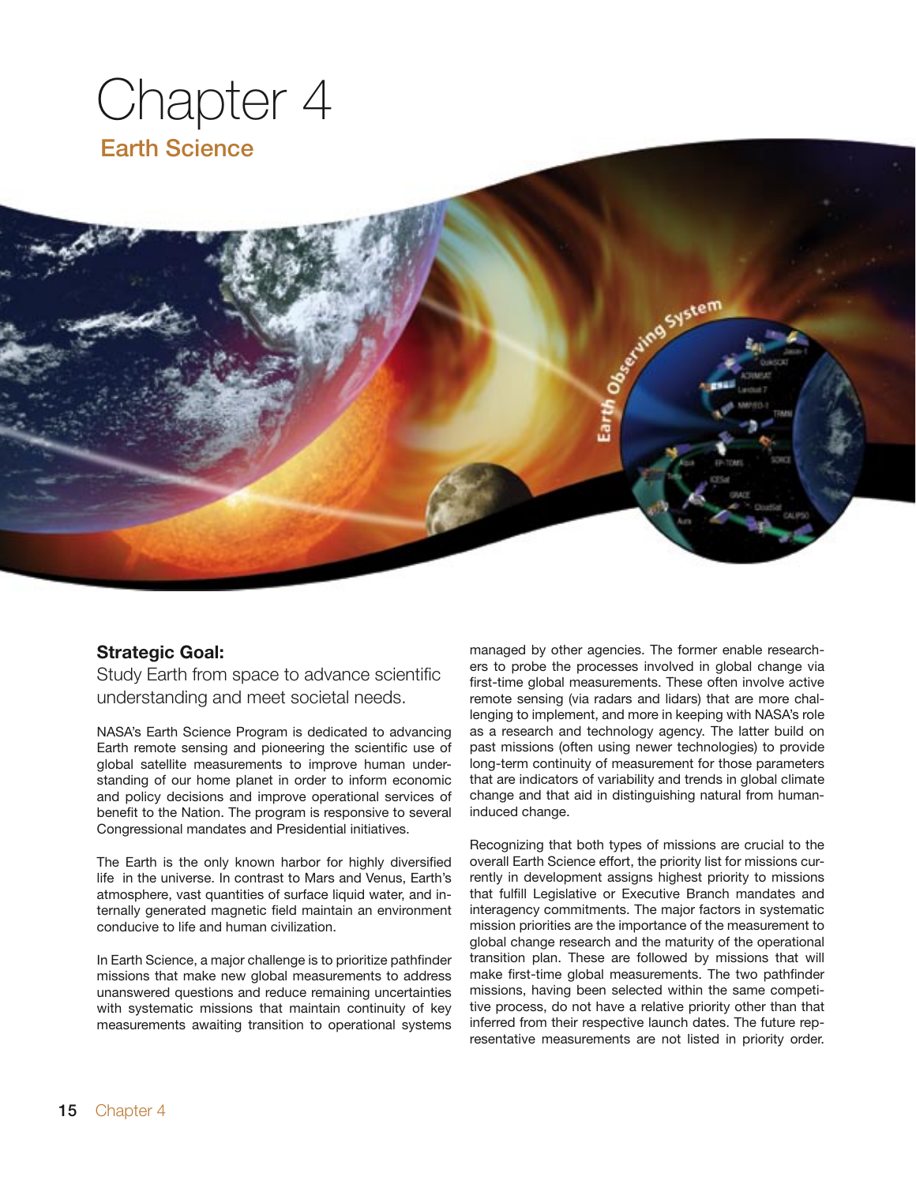# Chapter 4

## Earth Science

**Strategic Goal:**

Study Earth from space to advance scientific understanding and meet societal needs.

NASA's Earth Science Program is dedicated to advancing Earth remote sensing and pioneering the scientific use of global satellite measurements to improve human understanding of our home planet in order to inform economic and policy decisions and improve operational services of benefit to the Nation. The program is responsive to several Congressional mandates and Presidential initiatives.

The Earth is the only known harbor for highly diversified life in the universe. In contrast to Mars and Venus, Earth's atmosphere, vast quantities of surface liquid water, and internally generated magnetic field maintain an environment conducive to life and human civilization.

In Earth Science, a major challenge is to prioritize pathfinder missions that make new global measurements to address unanswered questions and reduce remaining uncertainties with systematic missions that maintain continuity of key measurements awaiting transition to operational systems managed by other agencies. The former enable researchers to probe the processes involved in global change via first-time global measurements. These often involve active remote sensing (via radars and lidars) that are more challenging to implement, and more in keeping with NASA's role as a research and technology agency. The latter build on past missions (often using newer technologies) to provide long-term continuity of measurement for those parameters that are indicators of variability and trends in global climate change and that aid in distinguishing natural from human-induced change.

Recognizing that both types of missions are crucial to the overall Earth Science effort, the priority list for missions currently in development assigns highest priority to missions that fulfill Legislative or Executive Branch mandates and interagency commitments. The major factors in systematic mission priorities are the importance of the measurement to global change research and the maturity of the operational transition plan. These are followed by missions that will make first-time global measurements. The two pathfinder missions, having been selected within the same competitive process, do not have a relative priority other than that inferred from their respective launch dates. The future representative measurements are not listed in priority order.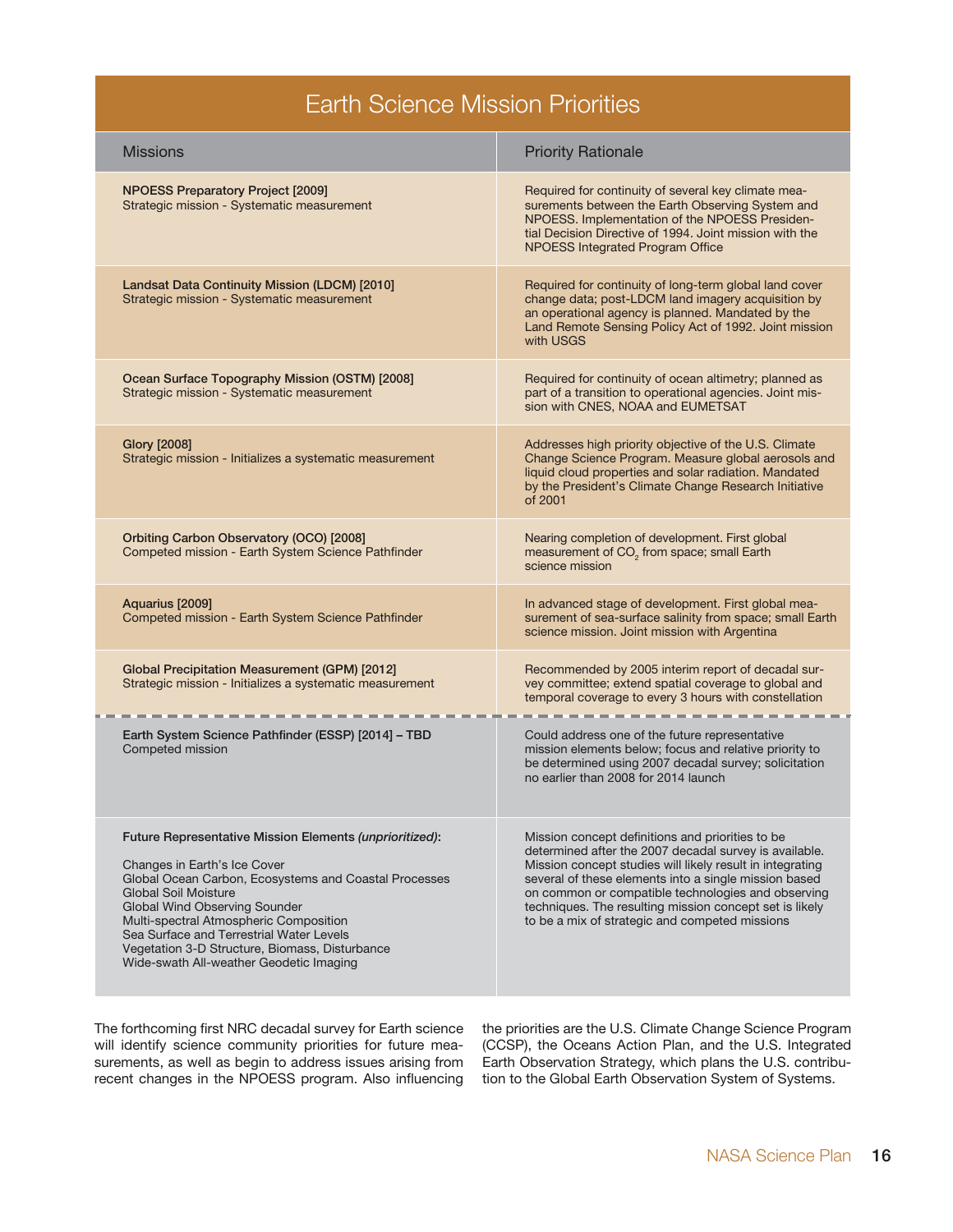## Earth Science Mission Priorities

| Missions | Priority Rationale |
| --- | --- |
| **NPOESS Preparatory Project [2009]**<br>Strategic mission - Systematic measurement | Required for continuity of several key climate measurements between the Earth Observing System and NPOESS. Implementation of the NPOESS Presidential Decision Directive of 1994. Joint mission with the NPOESS Integrated Program Office |
| **Landsat Data Continuity Mission (LDCM) [2010]**<br>Strategic mission - Systematic measurement | Required for continuity of long-term global land cover change data; post-LDCM land imagery acquisition by an operational agency is planned. Mandated by the Land Remote Sensing Policy Act of 1992. Joint mission with USGS |
| **Ocean Surface Topography Mission (OSTM) [2008]**<br>Strategic mission - Systematic measurement | Required for continuity of ocean altimetry; planned as part of a transition to operational agencies. Joint mission with CNES, NOAA and EUMETSAT |
| **Glory [2008]**<br>Strategic mission - Initializes a systematic measurement | Addresses high priority objective of the U.S. Climate Change Science Program. Measure global aerosols and liquid cloud properties and solar radiation. Mandated by the President's Climate Change Research Initiative of 2001 |
| **Orbiting Carbon Observatory (OCO) [2008]**<br>Competed mission - Earth System Science Pathfinder | Nearing completion of development. First global measurement of $CO_2$ from space; small Earth science mission |
| **Aquarius [2009]**<br>Competed mission - Earth System Science Pathfinder | In advanced stage of development. First global measurement of sea-surface salinity from space; small Earth science mission. Joint mission with Argentina |
| **Global Precipitation Measurement (GPM) [2012]**<br>Strategic mission - Initializes a systematic measurement | Recommended by 2005 interim report of decadal survey committee; extend spatial coverage to global and temporal coverage to every 3 hours with constellation |
| **Earth System Science Pathfinder (ESSP) [2014] – TBD**<br>Competed mission | Could address one of the future representative mission elements below; focus and relative priority to be determined using 2007 decadal survey; solicitation no earlier than 2008 for 2014 launch |
| **Future Representative Mission Elements** ***(unprioritized)*****:**<br><br>Changes in Earth's Ice Cover<br>Global Ocean Carbon, Ecosystems and Coastal Processes<br>Global Soil Moisture<br>Global Wind Observing Sounder<br>Multi-spectral Atmospheric Composition<br>Sea Surface and Terrestrial Water Levels<br>Vegetation 3-D Structure, Biomass, Disturbance<br>Wide-swath All-weather Geodetic Imaging | Mission concept definitions and priorities to be determined after the 2007 decadal survey is available. Mission concept studies will likely result in integrating several of these elements into a single mission based on common or compatible technologies and observing techniques. The resulting mission concept set is likely to be a mix of strategic and competed missions |

The forthcoming first NRC decadal survey for Earth science will identify science community priorities for future measurements, as well as begin to address issues arising from recent changes in the NPOESS program. Also influencing the priorities are the U.S. Climate Change Science Program (CCSP), the Oceans Action Plan, and the U.S. Integrated Earth Observation Strategy, which plans the U.S. contribution to the Global Earth Observation System of Systems.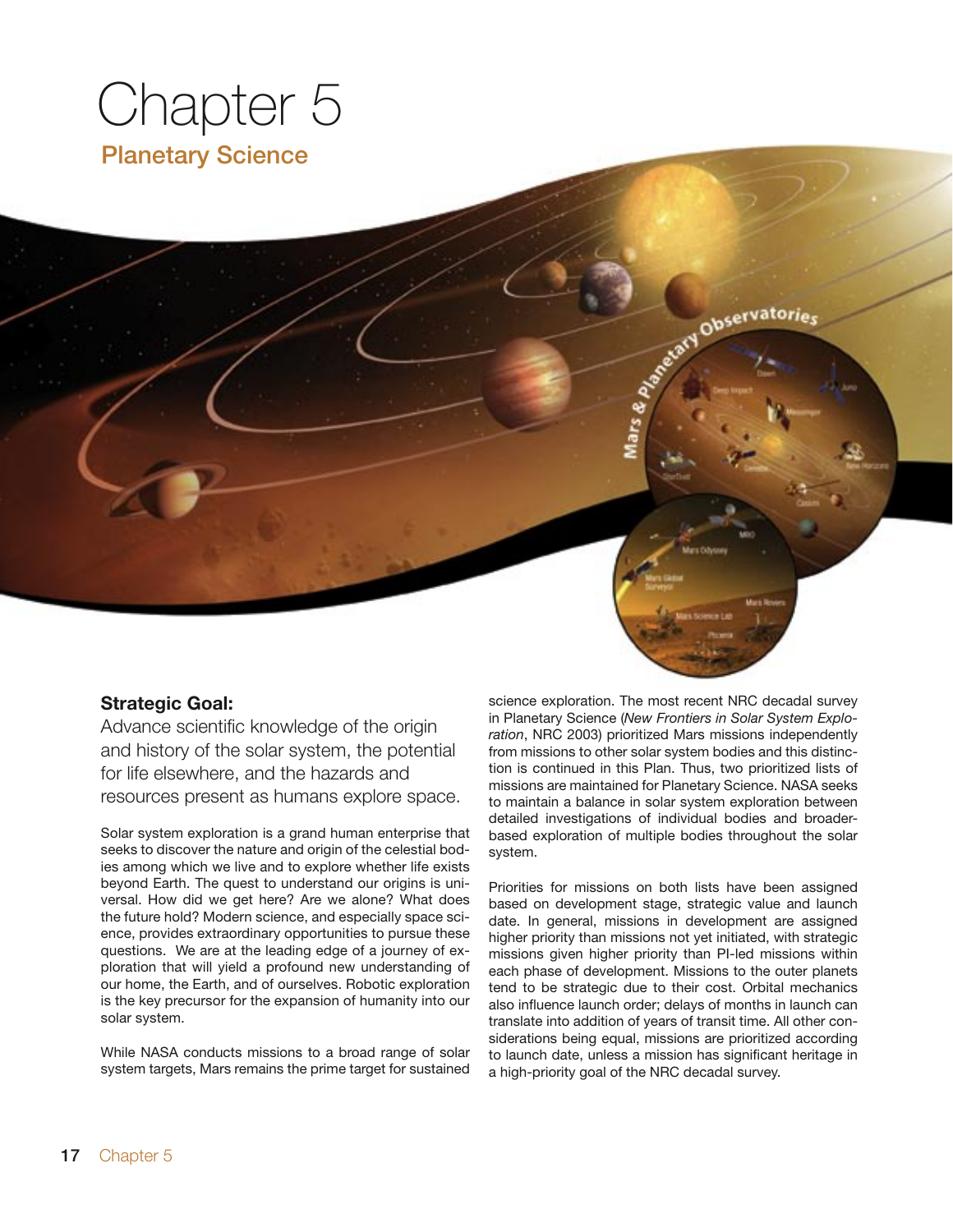# Chapter 5

## Planetary Science

**Strategic Goal:**

Advance scientific knowledge of the origin and history of the solar system, the potential for life elsewhere, and the hazards and resources present as humans explore space.

Solar system exploration is a grand human enterprise that seeks to discover the nature and origin of the celestial bodies among which we live and to explore whether life exists beyond Earth. The quest to understand our origins is universal. How did we get here? Are we alone? What does the future hold? Modern science, and especially space science, provides extraordinary opportunities to pursue these questions. We are at the leading edge of a journey of exploration that will yield a profound new understanding of our home, the Earth, and of ourselves. Robotic exploration is the key precursor for the expansion of humanity into our solar system.

While NASA conducts missions to a broad range of solar system targets, Mars remains the prime target for sustained science exploration. The most recent NRC decadal survey in Planetary Science (*New Frontiers in Solar System Exploration*, NRC 2003) prioritized Mars missions independently from missions to other solar system bodies and this distinction is continued in this Plan. Thus, two prioritized lists of missions are maintained for Planetary Science. NASA seeks to maintain a balance in solar system exploration between detailed investigations of individual bodies and broader-based exploration of multiple bodies throughout the solar system.

Priorities for missions on both lists have been assigned based on development stage, strategic value and launch date. In general, missions in development are assigned higher priority than missions not yet initiated, with strategic missions given higher priority than PI-led missions within each phase of development. Missions to the outer planets tend to be strategic due to their cost. Orbital mechanics also influence launch order; delays of months in launch can translate into addition of years of transit time. All other considerations being equal, missions are prioritized according to launch date, unless a mission has significant heritage in a high-priority goal of the NRC decadal survey.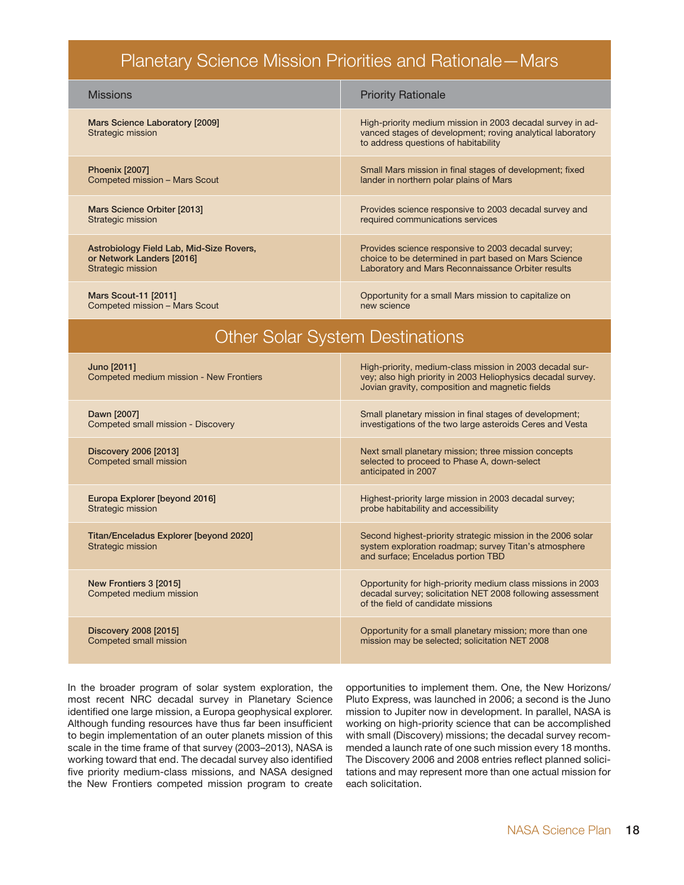## Planetary Science Mission Priorities and Rationale—Mars

| Missions | Priority Rationale |
|---|---|
| **Mars Science Laboratory [2009]**<br>Strategic mission | High-priority medium mission in 2003 decadal survey in advanced stages of development; roving analytical laboratory to address questions of habitability |
| **Phoenix [2007]**<br>Competed mission – Mars Scout | Small Mars mission in final stages of development; fixed lander in northern polar plains of Mars |
| **Mars Science Orbiter [2013]**<br>Strategic mission | Provides science responsive to 2003 decadal survey and required communications services |
| **Astrobiology Field Lab, Mid-Size Rovers, or Network Landers [2016]**<br>Strategic mission | Provides science responsive to 2003 decadal survey; choice to be determined in part based on Mars Science Laboratory and Mars Reconnaissance Orbiter results |
| **Mars Scout-11 [2011]**<br>Competed mission – Mars Scout | Opportunity for a small Mars mission to capitalize on new science |

## Other Solar System Destinations

| Missions | Priority Rationale |
|---|---|
| **Juno [2011]**<br>Competed medium mission - New Frontiers | High-priority, medium-class mission in 2003 decadal survey; also high priority in 2003 Heliophysics decadal survey. Jovian gravity, composition and magnetic fields |
| **Dawn [2007]**<br>Competed small mission - Discovery | Small planetary mission in final stages of development; investigations of the two large asteroids Ceres and Vesta |
| **Discovery 2006 [2013]**<br>Competed small mission | Next small planetary mission; three mission concepts selected to proceed to Phase A, down-select anticipated in 2007 |
| **Europa Explorer [beyond 2016]**<br>Strategic mission | Highest-priority large mission in 2003 decadal survey; probe habitability and accessibility |
| **Titan/Enceladus Explorer [beyond 2020]**<br>Strategic mission | Second highest-priority strategic mission in the 2006 solar system exploration roadmap; survey Titan's atmosphere and surface; Enceladus portion TBD |
| **New Frontiers 3 [2015]**<br>Competed medium mission | Opportunity for high-priority medium class missions in 2003 decadal survey; solicitation NET 2008 following assessment of the field of candidate missions |
| **Discovery 2008 [2015]**<br>Competed small mission | Opportunity for a small planetary mission; more than one mission may be selected; solicitation NET 2008 |

In the broader program of solar system exploration, the most recent NRC decadal survey in Planetary Science identified one large mission, a Europa geophysical explorer. Although funding resources have thus far been insufficient to begin implementation of an outer planets mission of this scale in the time frame of that survey (2003–2013), NASA is working toward that end. The decadal survey also identified five priority medium-class missions, and NASA designed the New Frontiers competed mission program to create opportunities to implement them. One, the New Horizons/Pluto Express, was launched in 2006; a second is the Juno mission to Jupiter now in development. In parallel, NASA is working on high-priority science that can be accomplished with small (Discovery) missions; the decadal survey recommended a launch rate of one such mission every 18 months. The Discovery 2006 and 2008 entries reflect planned solicitations and may represent more than one actual mission for each solicitation.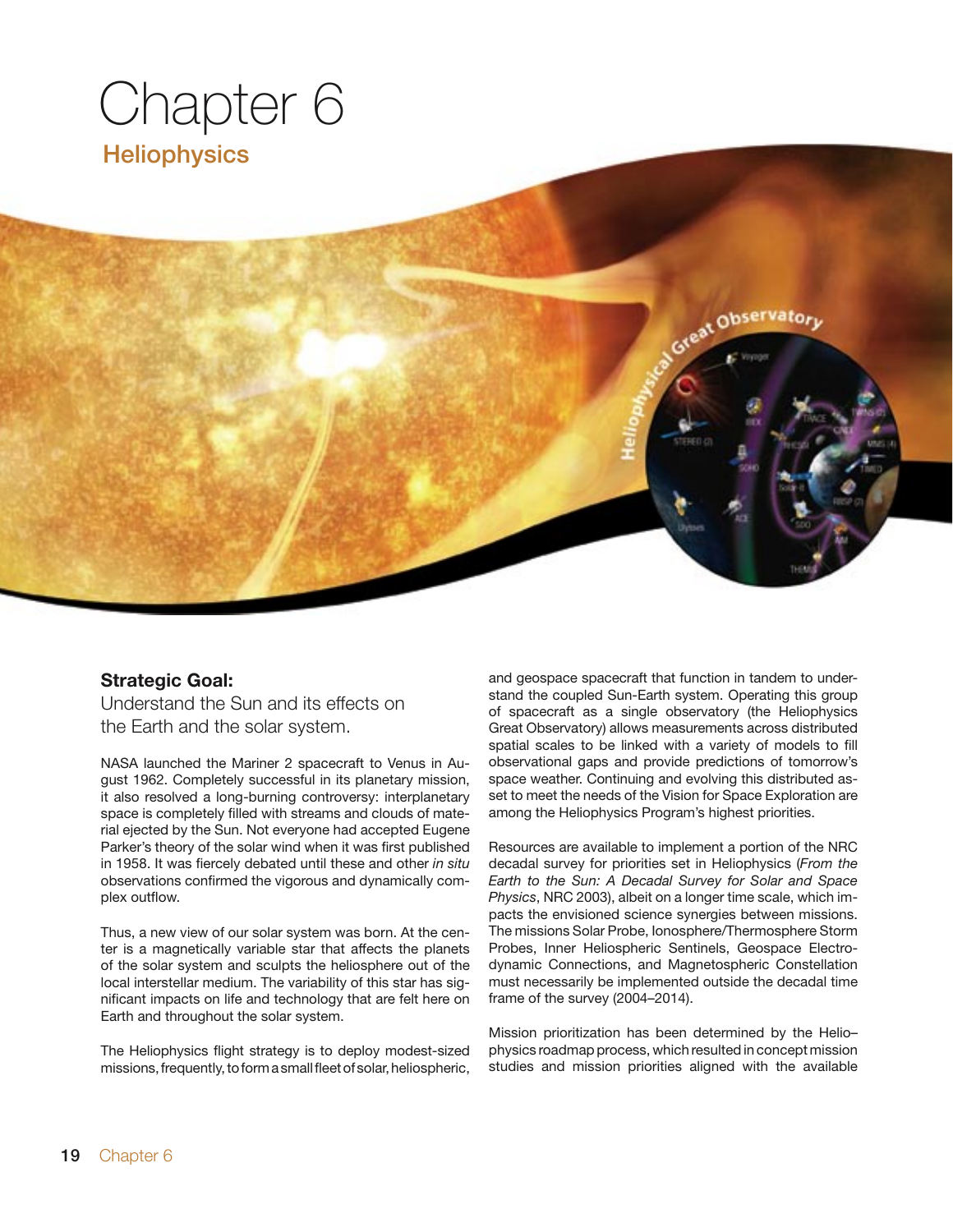# Chapter 6

## Heliophysics

**Strategic Goal:**

Understand the Sun and its effects on the Earth and the solar system.

NASA launched the Mariner 2 spacecraft to Venus in August 1962. Completely successful in its planetary mission, it also resolved a long-burning controversy: interplanetary space is completely filled with streams and clouds of material ejected by the Sun. Not everyone had accepted Eugene Parker's theory of the solar wind when it was first published in 1958. It was fiercely debated until these and other *in situ* observations confirmed the vigorous and dynamically complex outflow.

Thus, a new view of our solar system was born. At the center is a magnetically variable star that affects the planets of the solar system and sculpts the heliosphere out of the local interstellar medium. The variability of this star has significant impacts on life and technology that are felt here on Earth and throughout the solar system.

The Heliophysics flight strategy is to deploy modest-sized missions, frequently, to form a small fleet of solar, heliospheric, and geospace spacecraft that function in tandem to understand the coupled Sun-Earth system. Operating this group of spacecraft as a single observatory (the Heliophysics Great Observatory) allows measurements across distributed spatial scales to be linked with a variety of models to fill observational gaps and provide predictions of tomorrow's space weather. Continuing and evolving this distributed asset to meet the needs of the Vision for Space Exploration are among the Heliophysics Program's highest priorities.

Resources are available to implement a portion of the NRC decadal survey for priorities set in Heliophysics (*From the Earth to the Sun: A Decadal Survey for Solar and Space Physics*, NRC 2003), albeit on a longer time scale, which impacts the envisioned science synergies between missions. The missions Solar Probe, Ionosphere/Thermosphere Storm Probes, Inner Heliospheric Sentinels, Geospace Electrodynamic Connections, and Magnetospheric Constellation must necessarily be implemented outside the decadal time frame of the survey (2004–2014).

Mission prioritization has been determined by the Helio–physics roadmap process, which resulted in concept mission studies and mission priorities aligned with the available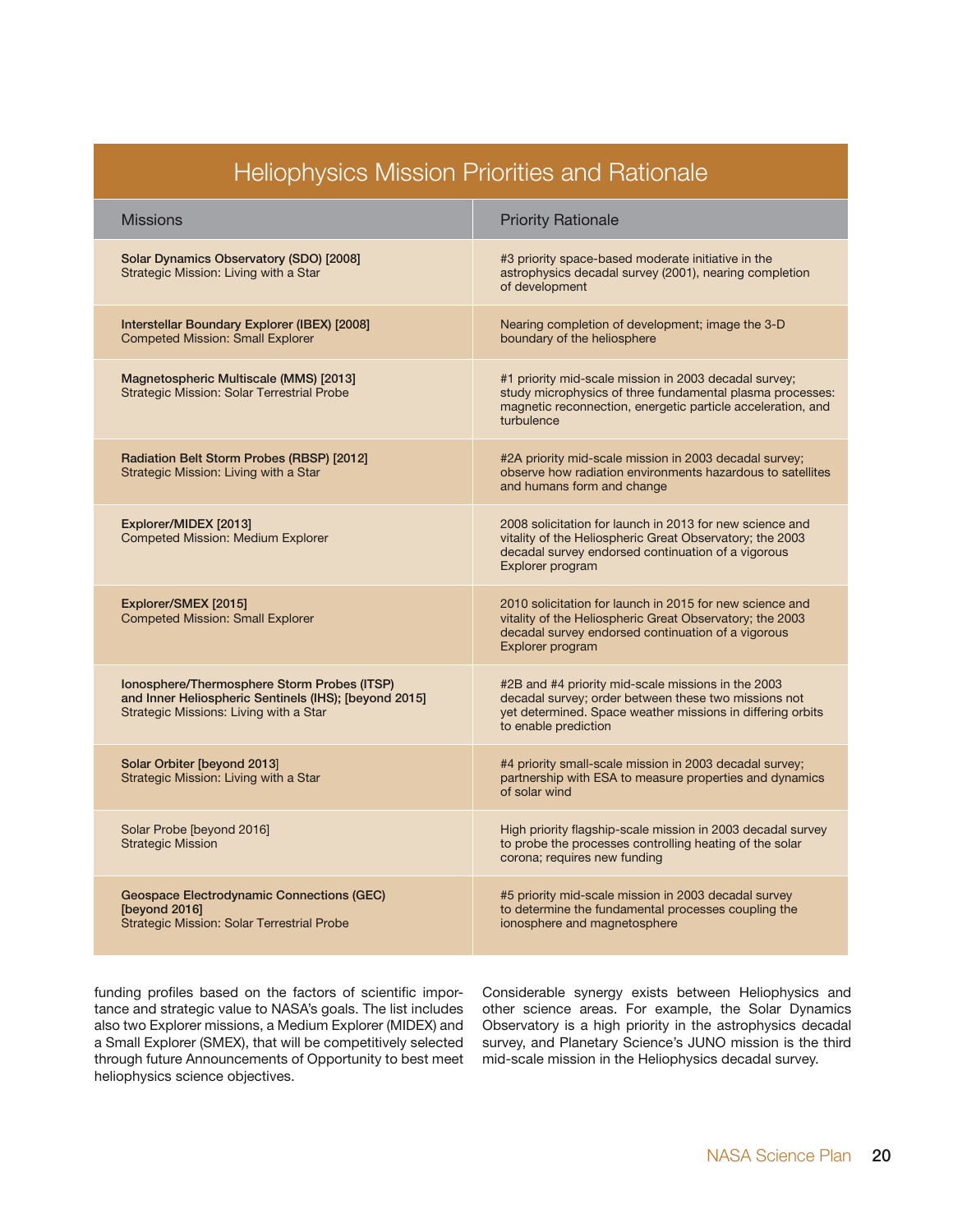## Heliophysics Mission Priorities and Rationale

| Missions | Priority Rationale |
|---|---|
| **Solar Dynamics Observatory (SDO) [2008]**<br>Strategic Mission: Living with a Star | #3 priority space-based moderate initiative in the astrophysics decadal survey (2001), nearing completion of development |
| **Interstellar Boundary Explorer (IBEX) [2008]**<br>Competed Mission: Small Explorer | Nearing completion of development; image the 3-D boundary of the heliosphere |
| **Magnetospheric Multiscale (MMS) [2013]**<br>Strategic Mission: Solar Terrestrial Probe | #1 priority mid-scale mission in 2003 decadal survey; study microphysics of three fundamental plasma processes: magnetic reconnection, energetic particle acceleration, and turbulence |
| **Radiation Belt Storm Probes (RBSP) [2012]**<br>Strategic Mission: Living with a Star | #2A priority mid-scale mission in 2003 decadal survey; observe how radiation environments hazardous to satellites and humans form and change |
| **Explorer/MIDEX [2013]**<br>Competed Mission: Medium Explorer | 2008 solicitation for launch in 2013 for new science and vitality of the Heliospheric Great Observatory; the 2003 decadal survey endorsed continuation of a vigorous Explorer program |
| **Explorer/SMEX [2015]**<br>Competed Mission: Small Explorer | 2010 solicitation for launch in 2015 for new science and vitality of the Heliospheric Great Observatory; the 2003 decadal survey endorsed continuation of a vigorous Explorer program |
| **Ionosphere/Thermosphere Storm Probes (ITSP) and Inner Heliospheric Sentinels (IHS); [beyond 2015]**<br>Strategic Missions: Living with a Star | #2B and #4 priority mid-scale missions in the 2003 decadal survey; order between these two missions not yet determined. Space weather missions in differing orbits to enable prediction |
| **Solar Orbiter [beyond 2013]**<br>Strategic Mission: Living with a Star | #4 priority small-scale mission in 2003 decadal survey; partnership with ESA to measure properties and dynamics of solar wind |
| Solar Probe [beyond 2016]<br>Strategic Mission | High priority flagship-scale mission in 2003 decadal survey to probe the processes controlling heating of the solar corona; requires new funding |
| **Geospace Electrodynamic Connections (GEC) [beyond 2016]**<br>Strategic Mission: Solar Terrestrial Probe | #5 priority mid-scale mission in 2003 decadal survey to determine the fundamental processes coupling the ionosphere and magnetosphere |

funding profiles based on the factors of scientific importance and strategic value to NASA's goals. The list includes also two Explorer missions, a Medium Explorer (MIDEX) and a Small Explorer (SMEX), that will be competitively selected through future Announcements of Opportunity to best meet heliophysics science objectives.

Considerable synergy exists between Heliophysics and other science areas. For example, the Solar Dynamics Observatory is a high priority in the astrophysics decadal survey, and Planetary Science's JUNO mission is the third mid-scale mission in the Heliophysics decadal survey.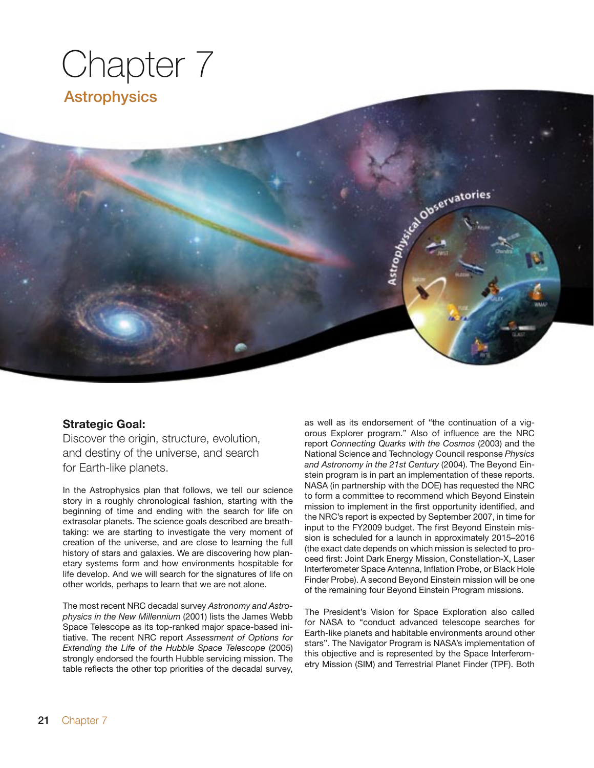# Chapter 7

## Astrophysics

**Strategic Goal:**

Discover the origin, structure, evolution, and destiny of the universe, and search for Earth-like planets.

In the Astrophysics plan that follows, we tell our science story in a roughly chronological fashion, starting with the beginning of time and ending with the search for life on extrasolar planets. The science goals described are breathtaking: we are starting to investigate the very moment of creation of the universe, and are close to learning the full history of stars and galaxies. We are discovering how planetary systems form and how environments hospitable for life develop. And we will search for the signatures of life on other worlds, perhaps to learn that we are not alone.

The most recent NRC decadal survey *Astronomy and Astrophysics in the New Millennium* (2001) lists the James Webb Space Telescope as its top-ranked major space-based initiative. The recent NRC report *Assessment of Options for Extending the Life of the Hubble Space Telescope* (2005) strongly endorsed the fourth Hubble servicing mission. The table reflects the other top priorities of the decadal survey, as well as its endorsement of "the continuation of a vigorous Explorer program." Also of influence are the NRC report *Connecting Quarks with the Cosmos* (2003) and the National Science and Technology Council response *Physics and Astronomy in the 21st Century* (2004). The Beyond Einstein program is in part an implementation of these reports. NASA (in partnership with the DOE) has requested the NRC to form a committee to recommend which Beyond Einstein mission to implement in the first opportunity identified, and the NRC's report is expected by September 2007, in time for input to the FY2009 budget. The first Beyond Einstein mission is scheduled for a launch in approximately 2015–2016 (the exact date depends on which mission is selected to proceed first: Joint Dark Energy Mission, Constellation-X, Laser Interferometer Space Antenna, Inflation Probe, or Black Hole Finder Probe). A second Beyond Einstein mission will be one of the remaining four Beyond Einstein Program missions.

The President's Vision for Space Exploration also called for NASA to "conduct advanced telescope searches for Earth-like planets and habitable environments around other stars". The Navigator Program is NASA's implementation of this objective and is represented by the Space Interferometry Mission (SIM) and Terrestrial Planet Finder (TPF). Both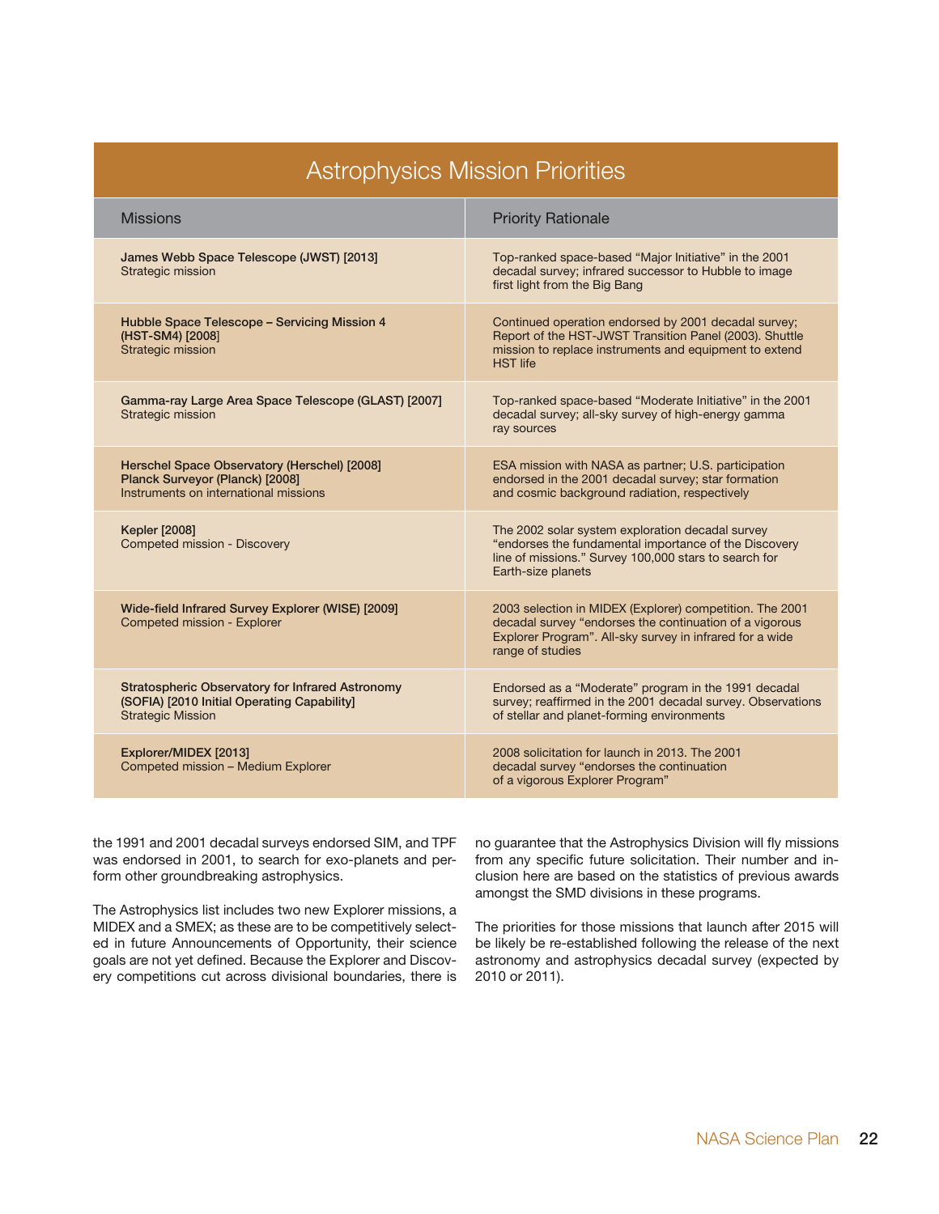## Astrophysics Mission Priorities

| Missions | Priority Rationale |
|---|---|
| **James Webb Space Telescope (JWST) [2013]**<br>Strategic mission | Top-ranked space-based "Major Initiative" in the 2001 decadal survey; infrared successor to Hubble to image first light from the Big Bang |
| **Hubble Space Telescope – Servicing Mission 4 (HST-SM4) [2008]**<br>Strategic mission | Continued operation endorsed by 2001 decadal survey; Report of the HST-JWST Transition Panel (2003). Shuttle mission to replace instruments and equipment to extend HST life |
| **Gamma-ray Large Area Space Telescope (GLAST) [2007]**<br>Strategic mission | Top-ranked space-based "Moderate Initiative" in the 2001 decadal survey; all-sky survey of high-energy gamma ray sources |
| **Herschel Space Observatory (Herschel) [2008]**<br>**Planck Surveyor (Planck) [2008]**<br>Instruments on international missions | ESA mission with NASA as partner; U.S. participation endorsed in the 2001 decadal survey; star formation and cosmic background radiation, respectively |
| **Kepler [2008]**<br>Competed mission - Discovery | The 2002 solar system exploration decadal survey "endorses the fundamental importance of the Discovery line of missions." Survey 100,000 stars to search for Earth-size planets |
| **Wide-field Infrared Survey Explorer (WISE) [2009]**<br>Competed mission - Explorer | 2003 selection in MIDEX (Explorer) competition. The 2001 decadal survey "endorses the continuation of a vigorous Explorer Program". All-sky survey in infrared for a wide range of studies |
| **Stratospheric Observatory for Infrared Astronomy (SOFIA) [2010 Initial Operating Capability]**<br>Strategic Mission | Endorsed as a "Moderate" program in the 1991 decadal survey; reaffirmed in the 2001 decadal survey. Observations of stellar and planet-forming environments |
| **Explorer/MIDEX [2013]**<br>Competed mission – Medium Explorer | 2008 solicitation for launch in 2013. The 2001 decadal survey "endorses the continuation of a vigorous Explorer Program" |

the 1991 and 2001 decadal surveys endorsed SIM, and TPF was endorsed in 2001, to search for exo-planets and perform other groundbreaking astrophysics.

The Astrophysics list includes two new Explorer missions, a MIDEX and a SMEX; as these are to be competitively selected in future Announcements of Opportunity, their science goals are not yet defined. Because the Explorer and Discovery competitions cut across divisional boundaries, there is no guarantee that the Astrophysics Division will fly missions from any specific future solicitation. Their number and inclusion here are based on the statistics of previous awards amongst the SMD divisions in these programs.

The priorities for those missions that launch after 2015 will be likely be re-established following the release of the next astronomy and astrophysics decadal survey (expected by 2010 or 2011).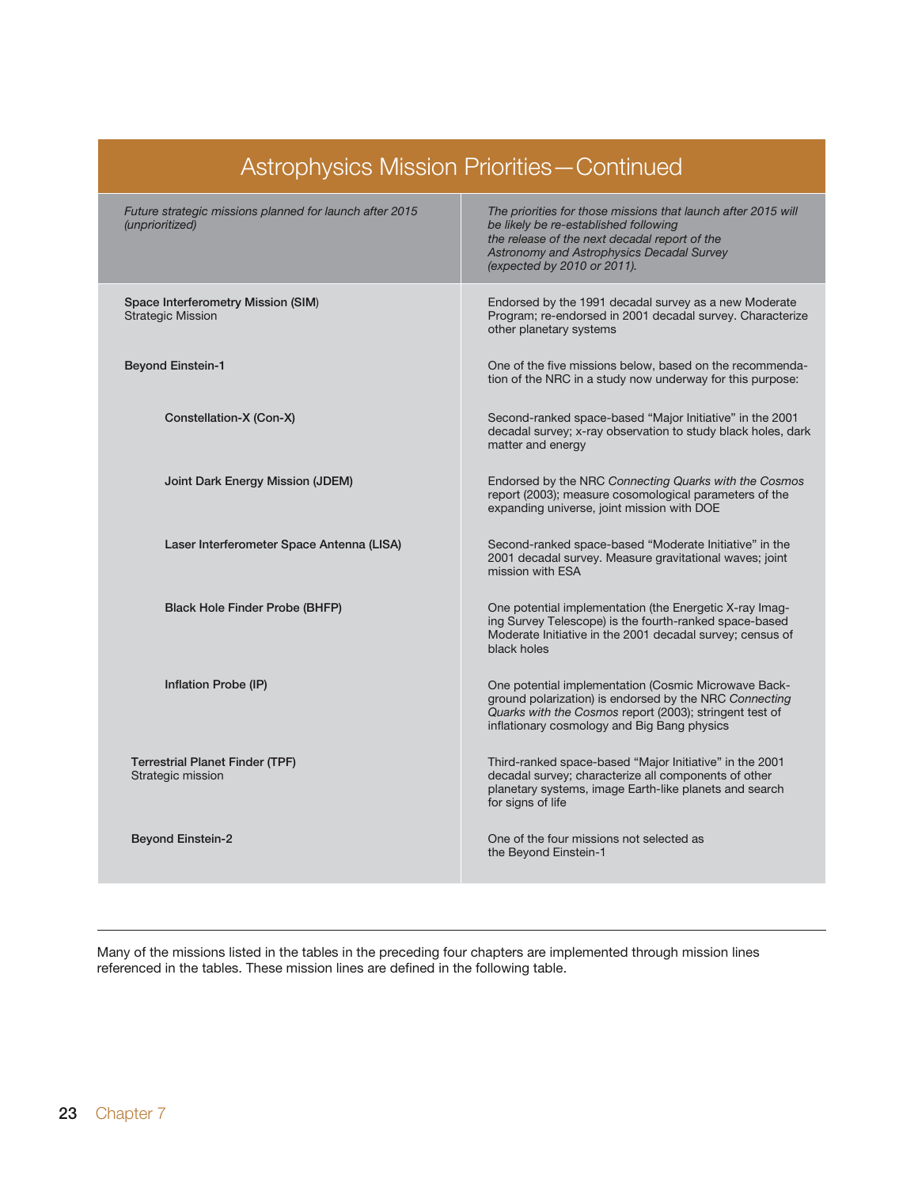## Astrophysics Mission Priorities—Continued

| *Future strategic missions planned for launch after 2015 (unprioritized)* | *The priorities for those missions that launch after 2015 will be likely be re-established following the release of the next decadal report of the Astronomy and Astrophysics Decadal Survey (expected by 2010 or 2011).* |
| --- | --- |
| **Space Interferometry Mission (SIM)** Strategic Mission | Endorsed by the 1991 decadal survey as a new Moderate Program; re-endorsed in 2001 decadal survey. Characterize other planetary systems |
| **Beyond Einstein-1** | One of the five missions below, based on the recommendation of the NRC in a study now underway for this purpose: |
| **Constellation-X (Con-X)** | Second-ranked space-based "Major Initiative" in the 2001 decadal survey; x-ray observation to study black holes, dark matter and energy |
| **Joint Dark Energy Mission (JDEM)** | Endorsed by the NRC *Connecting Quarks with the Cosmos* report (2003); measure cosomological parameters of the expanding universe, joint mission with DOE |
| **Laser Interferometer Space Antenna (LISA)** | Second-ranked space-based "Moderate Initiative" in the 2001 decadal survey. Measure gravitational waves; joint mission with ESA |
| **Black Hole Finder Probe (BHFP)** | One potential implementation (the Energetic X-ray Imaging Survey Telescope) is the fourth-ranked space-based Moderate Initiative in the 2001 decadal survey; census of black holes |
| **Inflation Probe (IP)** | One potential implementation (Cosmic Microwave Background polarization) is endorsed by the NRC *Connecting Quarks with the Cosmos* report (2003); stringent test of inflationary cosmology and Big Bang physics |
| **Terrestrial Planet Finder (TPF)** Strategic mission | Third-ranked space-based "Major Initiative" in the 2001 decadal survey; characterize all components of other planetary systems, image Earth-like planets and search for signs of life |
| **Beyond Einstein-2** | One of the four missions not selected as the Beyond Einstein-1 |

Many of the missions listed in the tables in the preceding four chapters are implemented through mission lines referenced in the tables. These mission lines are defined in the following table.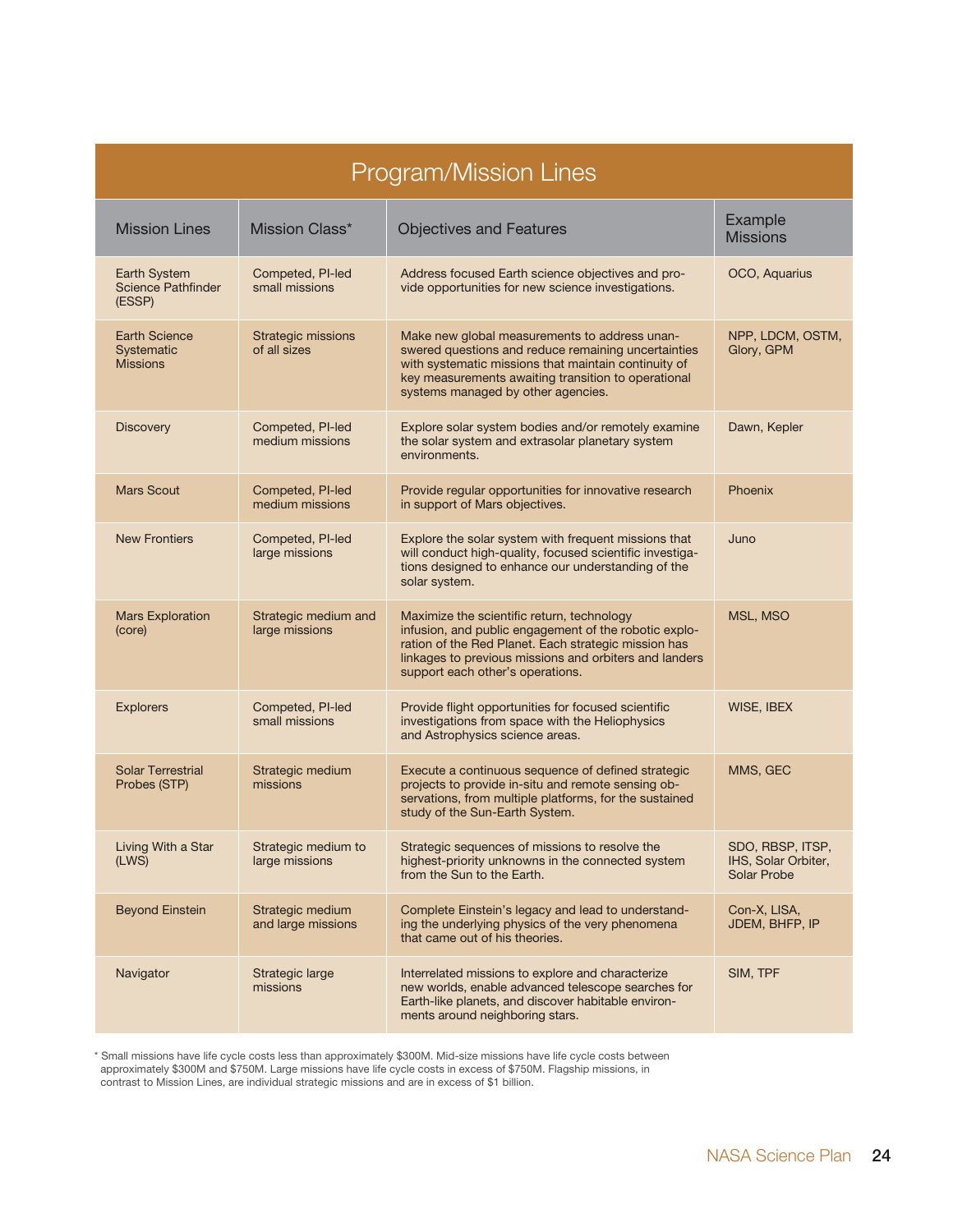## Program/Mission Lines

| Mission Lines | Mission Class* | Objectives and Features | Example Missions |
|---|---|---|---|
| Earth System Science Pathfinder (ESSP) | Competed, PI-led small missions | Address focused Earth science objectives and provide opportunities for new science investigations. | OCO, Aquarius |
| Earth Science Systematic Missions | Strategic missions of all sizes | Make new global measurements to address unanswered questions and reduce remaining uncertainties with systematic missions that maintain continuity of key measurements awaiting transition to operational systems managed by other agencies. | NPP, LDCM, OSTM, Glory, GPM |
| Discovery | Competed, PI-led medium missions | Explore solar system bodies and/or remotely examine the solar system and extrasolar planetary system environments. | Dawn, Kepler |
| Mars Scout | Competed, PI-led medium missions | Provide regular opportunities for innovative research in support of Mars objectives. | Phoenix |
| New Frontiers | Competed, PI-led large missions | Explore the solar system with frequent missions that will conduct high-quality, focused scientific investigations designed to enhance our understanding of the solar system. | Juno |
| Mars Exploration (core) | Strategic medium and large missions | Maximize the scientific return, technology infusion, and public engagement of the robotic exploration of the Red Planet. Each strategic mission has linkages to previous missions and orbiters and landers support each other's operations. | MSL, MSO |
| Explorers | Competed, PI-led small missions | Provide flight opportunities for focused scientific investigations from space with the Heliophysics and Astrophysics science areas. | WISE, IBEX |
| Solar Terrestrial Probes (STP) | Strategic medium missions | Execute a continuous sequence of defined strategic projects to provide in-situ and remote sensing observations, from multiple platforms, for the sustained study of the Sun-Earth System. | MMS, GEC |
| Living With a Star (LWS) | Strategic medium to large missions | Strategic sequences of missions to resolve the highest-priority unknowns in the connected system from the Sun to the Earth. | SDO, RBSP, ITSP, IHS, Solar Orbiter, Solar Probe |
| Beyond Einstein | Strategic medium and large missions | Complete Einstein's legacy and lead to understanding the underlying physics of the very phenomena that came out of his theories. | Con-X, LISA, JDEM, BHFP, IP |
| Navigator | Strategic large missions | Interrelated missions to explore and characterize new worlds, enable advanced telescope searches for Earth-like planets, and discover habitable environments around neighboring stars. | SIM, TPF |

* Small missions have life cycle costs less than approximately $300M. Mid-size missions have life cycle costs between approximately $300M and $750M. Large missions have life cycle costs in excess of $750M. Flagship missions, in contrast to Mission Lines, are individual strategic missions and are in excess of $1 billion.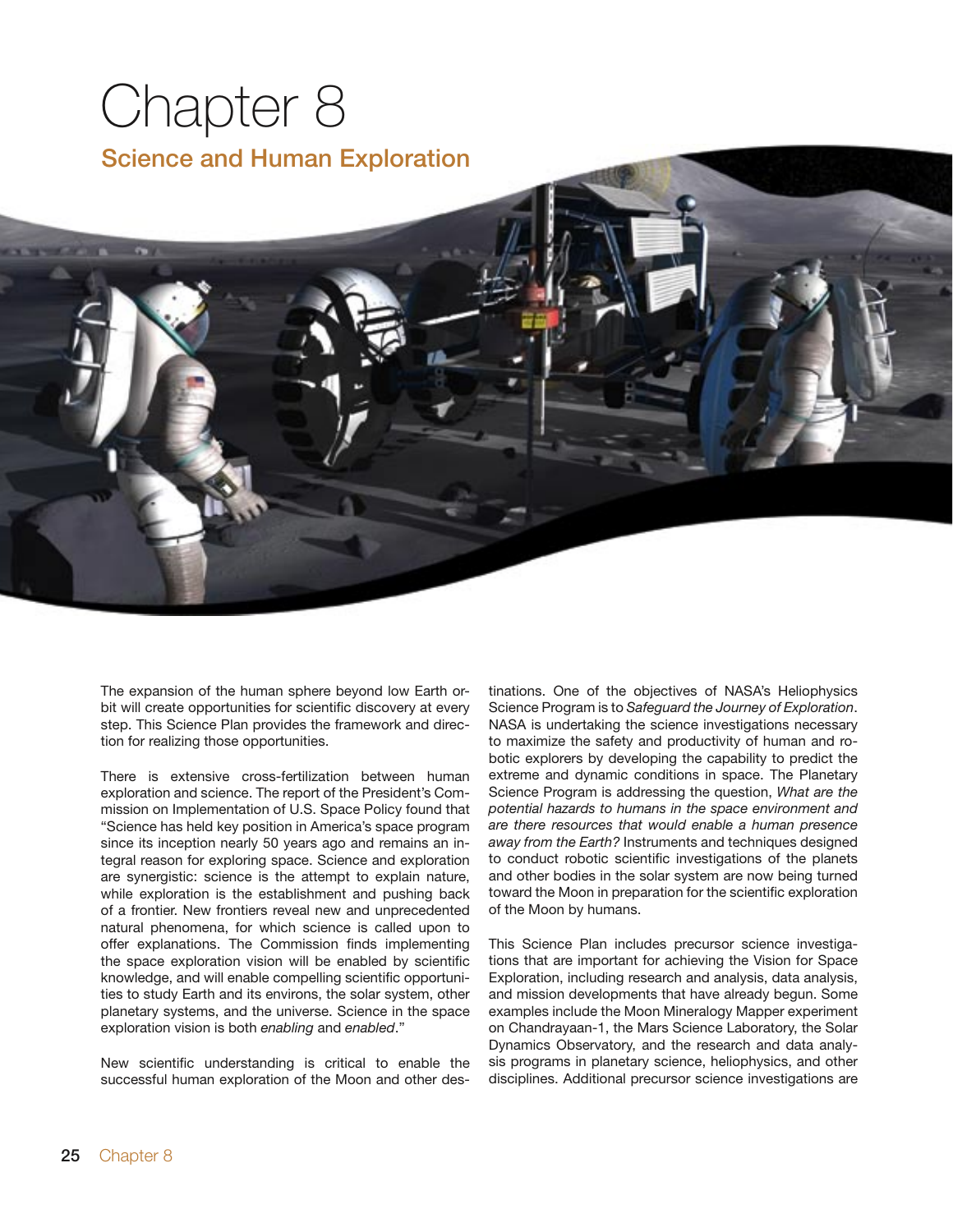# Chapter 8

## Science and Human Exploration

The expansion of the human sphere beyond low Earth orbit will create opportunities for scientific discovery at every step. This Science Plan provides the framework and direction for realizing those opportunities.

There is extensive cross-fertilization between human exploration and science. The report of the President's Commission on Implementation of U.S. Space Policy found that "Science has held key position in America's space program since its inception nearly 50 years ago and remains an integral reason for exploring space. Science and exploration are synergistic: science is the attempt to explain nature, while exploration is the establishment and pushing back of a frontier. New frontiers reveal new and unprecedented natural phenomena, for which science is called upon to offer explanations. The Commission finds implementing the space exploration vision will be enabled by scientific knowledge, and will enable compelling scientific opportunities to study Earth and its environs, the solar system, other planetary systems, and the universe. Science in the space exploration vision is both *enabling* and *enabled*."

New scientific understanding is critical to enable the successful human exploration of the Moon and other destinations. One of the objectives of NASA's Heliophysics Science Program is to *Safeguard the Journey of Exploration*. NASA is undertaking the science investigations necessary to maximize the safety and productivity of human and robotic explorers by developing the capability to predict the extreme and dynamic conditions in space. The Planetary Science Program is addressing the question, *What are the potential hazards to humans in the space environment and are there resources that would enable a human presence away from the Earth?* Instruments and techniques designed to conduct robotic scientific investigations of the planets and other bodies in the solar system are now being turned toward the Moon in preparation for the scientific exploration of the Moon by humans.

This Science Plan includes precursor science investigations that are important for achieving the Vision for Space Exploration, including research and analysis, data analysis, and mission developments that have already begun. Some examples include the Moon Mineralogy Mapper experiment on Chandrayaan-1, the Mars Science Laboratory, the Solar Dynamics Observatory, and the research and data analysis programs in planetary science, heliophysics, and other disciplines. Additional precursor science investigations are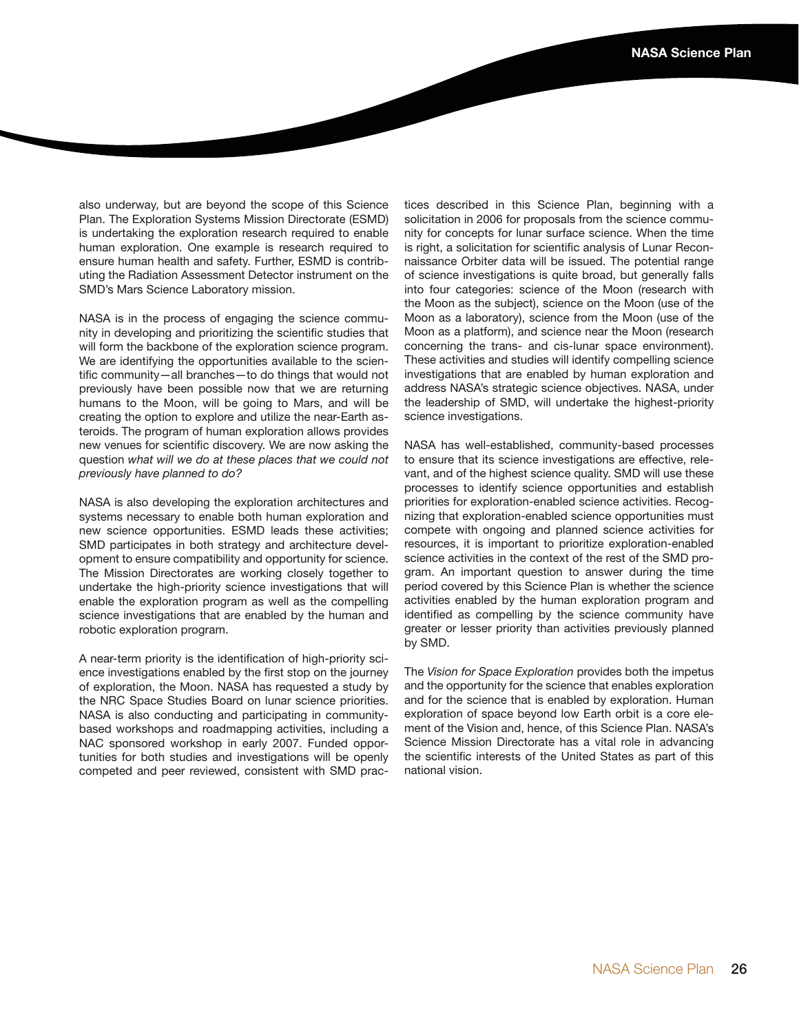also underway, but are beyond the scope of this Science Plan. The Exploration Systems Mission Directorate (ESMD) is undertaking the exploration research required to enable human exploration. One example is research required to ensure human health and safety. Further, ESMD is contributing the Radiation Assessment Detector instrument on the SMD's Mars Science Laboratory mission.

NASA is in the process of engaging the science community in developing and prioritizing the scientific studies that will form the backbone of the exploration science program. We are identifying the opportunities available to the scientific community—all branches—to do things that would not previously have been possible now that we are returning humans to the Moon, will be going to Mars, and will be creating the option to explore and utilize the near-Earth asteroids. The program of human exploration allows provides new venues for scientific discovery. We are now asking the question *what will we do at these places that we could not previously have planned to do?*

NASA is also developing the exploration architectures and systems necessary to enable both human exploration and new science opportunities. ESMD leads these activities; SMD participates in both strategy and architecture development to ensure compatibility and opportunity for science. The Mission Directorates are working closely together to undertake the high-priority science investigations that will enable the exploration program as well as the compelling science investigations that are enabled by the human and robotic exploration program.

A near-term priority is the identification of high-priority science investigations enabled by the first stop on the journey of exploration, the Moon. NASA has requested a study by the NRC Space Studies Board on lunar science priorities. NASA is also conducting and participating in community-based workshops and roadmapping activities, including a NAC sponsored workshop in early 2007. Funded opportunities for both studies and investigations will be openly competed and peer reviewed, consistent with SMD practices described in this Science Plan, beginning with a solicitation in 2006 for proposals from the science community for concepts for lunar surface science. When the time is right, a solicitation for scientific analysis of Lunar Reconnaissance Orbiter data will be issued. The potential range of science investigations is quite broad, but generally falls into four categories: science of the Moon (research with the Moon as the subject), science on the Moon (use of the Moon as a laboratory), science from the Moon (use of the Moon as a platform), and science near the Moon (research concerning the trans- and cis-lunar space environment). These activities and studies will identify compelling science investigations that are enabled by human exploration and address NASA's strategic science objectives. NASA, under the leadership of SMD, will undertake the highest-priority science investigations.

NASA has well-established, community-based processes to ensure that its science investigations are effective, relevant, and of the highest science quality. SMD will use these processes to identify science opportunities and establish priorities for exploration-enabled science activities. Recognizing that exploration-enabled science opportunities must compete with ongoing and planned science activities for resources, it is important to prioritize exploration-enabled science activities in the context of the rest of the SMD program. An important question to answer during the time period covered by this Science Plan is whether the science activities enabled by the human exploration program and identified as compelling by the science community have greater or lesser priority than activities previously planned by SMD.

The *Vision for Space Exploration* provides both the impetus and the opportunity for the science that enables exploration and for the science that is enabled by exploration. Human exploration of space beyond low Earth orbit is a core element of the Vision and, hence, of this Science Plan. NASA's Science Mission Directorate has a vital role in advancing the scientific interests of the United States as part of this national vision.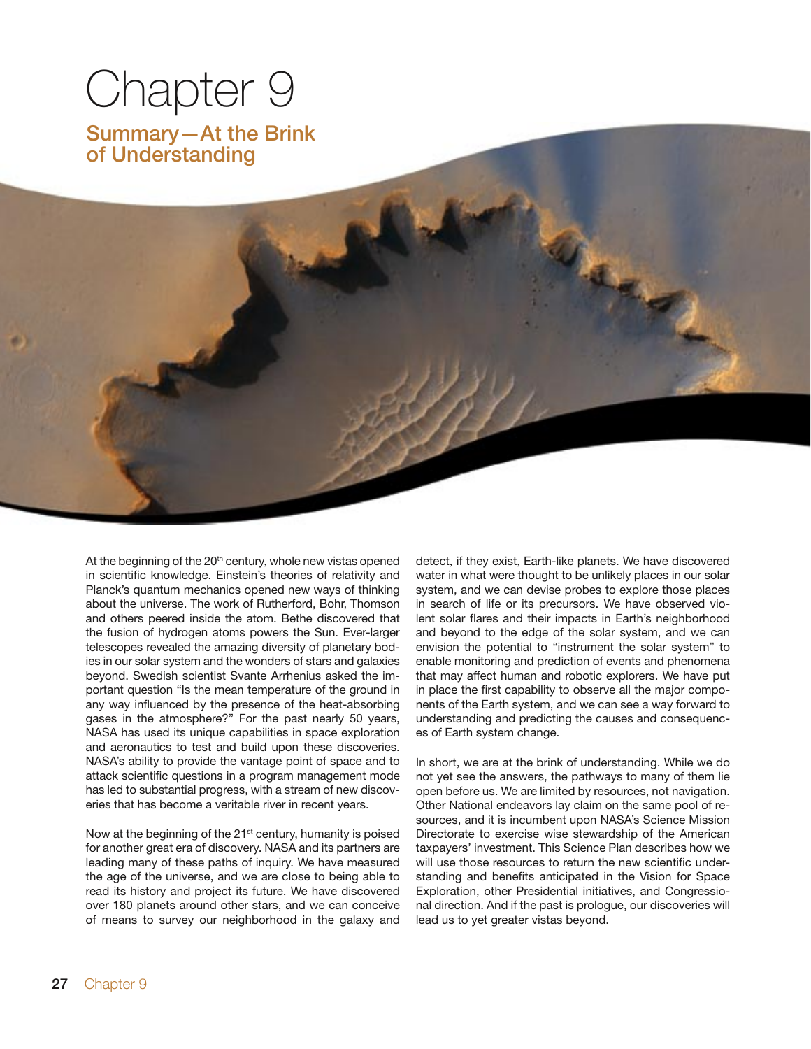# Chapter 9

## Summary—At the Brink of Understanding

At the beginning of the 20th century, whole new vistas opened in scientific knowledge. Einstein's theories of relativity and Planck's quantum mechanics opened new ways of thinking about the universe. The work of Rutherford, Bohr, Thomson and others peered inside the atom. Bethe discovered that the fusion of hydrogen atoms powers the Sun. Ever-larger telescopes revealed the amazing diversity of planetary bodies in our solar system and the wonders of stars and galaxies beyond. Swedish scientist Svante Arrhenius asked the important question "Is the mean temperature of the ground in any way influenced by the presence of the heat-absorbing gases in the atmosphere?" For the past nearly 50 years, NASA has used its unique capabilities in space exploration and aeronautics to test and build upon these discoveries. NASA's ability to provide the vantage point of space and to attack scientific questions in a program management mode has led to substantial progress, with a stream of new discoveries that has become a veritable river in recent years.

Now at the beginning of the 21st century, humanity is poised for another great era of discovery. NASA and its partners are leading many of these paths of inquiry. We have measured the age of the universe, and we are close to being able to read its history and project its future. We have discovered over 180 planets around other stars, and we can conceive of means to survey our neighborhood in the galaxy and detect, if they exist, Earth-like planets. We have discovered water in what were thought to be unlikely places in our solar system, and we can devise probes to explore those places in search of life or its precursors. We have observed violent solar flares and their impacts in Earth's neighborhood and beyond to the edge of the solar system, and we can envision the potential to "instrument the solar system" to enable monitoring and prediction of events and phenomena that may affect human and robotic explorers. We have put in place the first capability to observe all the major components of the Earth system, and we can see a way forward to understanding and predicting the causes and consequences of Earth system change.

In short, we are at the brink of understanding. While we do not yet see the answers, the pathways to many of them lie open before us. We are limited by resources, not navigation. Other National endeavors lay claim on the same pool of resources, and it is incumbent upon NASA's Science Mission Directorate to exercise wise stewardship of the American taxpayers' investment. This Science Plan describes how we will use those resources to return the new scientific understanding and benefits anticipated in the Vision for Space Exploration, other Presidential initiatives, and Congressional direction. And if the past is prologue, our discoveries will lead us to yet greater vistas beyond.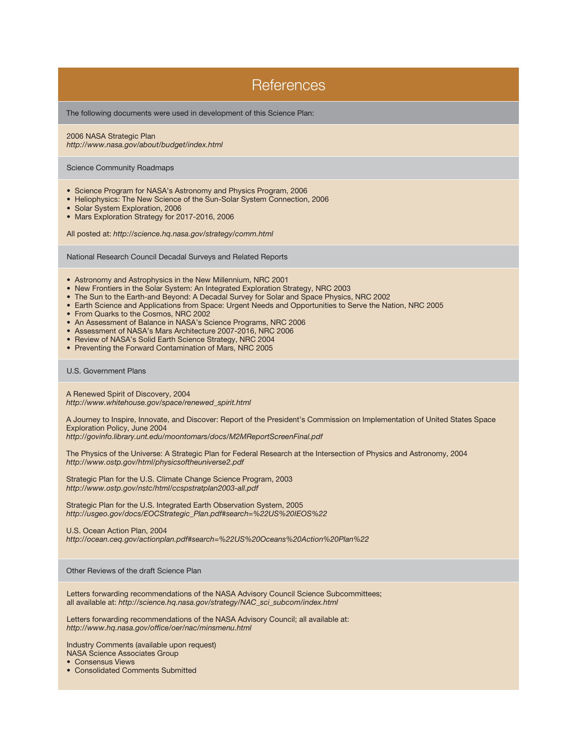# References

The following documents were used in development of this Science Plan:

2006 NASA Strategic Plan
*http://www.nasa.gov/about/budget/index.html*

## Science Community Roadmaps

- Science Program for NASA's Astronomy and Physics Program, 2006
- Heliophysics: The New Science of the Sun-Solar System Connection, 2006
- Solar System Exploration, 2006
- Mars Exploration Strategy for 2017-2016, 2006

All posted at: *http://science.hq.nasa.gov/strategy/comm.html*

## National Research Council Decadal Surveys and Related Reports

- Astronomy and Astrophysics in the New Millennium, NRC 2001
- New Frontiers in the Solar System: An Integrated Exploration Strategy, NRC 2003
- The Sun to the Earth-and Beyond: A Decadal Survey for Solar and Space Physics, NRC 2002
- Earth Science and Applications from Space: Urgent Needs and Opportunities to Serve the Nation, NRC 2005
- From Quarks to the Cosmos, NRC 2002
- An Assessment of Balance in NASA's Science Programs, NRC 2006
- Assessment of NASA's Mars Architecture 2007-2016, NRC 2006
- Review of NASA's Solid Earth Science Strategy, NRC 2004
- Preventing the Forward Contamination of Mars, NRC 2005

## U.S. Government Plans

A Renewed Spirit of Discovery, 2004
*http://www.whitehouse.gov/space/renewed_spirit.html*

A Journey to Inspire, Innovate, and Discover: Report of the President's Commission on Implementation of United States Space Exploration Policy, June 2004
*http://govinfo.library.unt.edu/moontomars/docs/M2MReportScreenFinal.pdf*

The Physics of the Universe: A Strategic Plan for Federal Research at the Intersection of Physics and Astronomy, 2004
*http://www.ostp.gov/html/physicsoftheuniverse2.pdf*

Strategic Plan for the U.S. Climate Change Science Program, 2003
*http://www.ostp.gov/nstc/html/ccspstratplan2003-all.pdf*

Strategic Plan for the U.S. Integrated Earth Observation System, 2005
*http://usgeo.gov/docs/EOCStrategic_Plan.pdf#search=%22US%20IEOS%22*

U.S. Ocean Action Plan, 2004
*http://ocean.ceq.gov/actionplan.pdf#search=%22US%20Oceans%20Action%20Plan%22*

## Other Reviews of the draft Science Plan

Letters forwarding recommendations of the NASA Advisory Council Science Subcommittees; all available at: *http://science.hq.nasa.gov/strategy/NAC_sci_subcom/index.html*

Letters forwarding recommendations of the NASA Advisory Council; all available at: *http://www.hq.nasa.gov/office/oer/nac/minsmenu.html*

Industry Comments (available upon request)
NASA Science Associates Group

- Consensus Views
- Consolidated Comments Submitted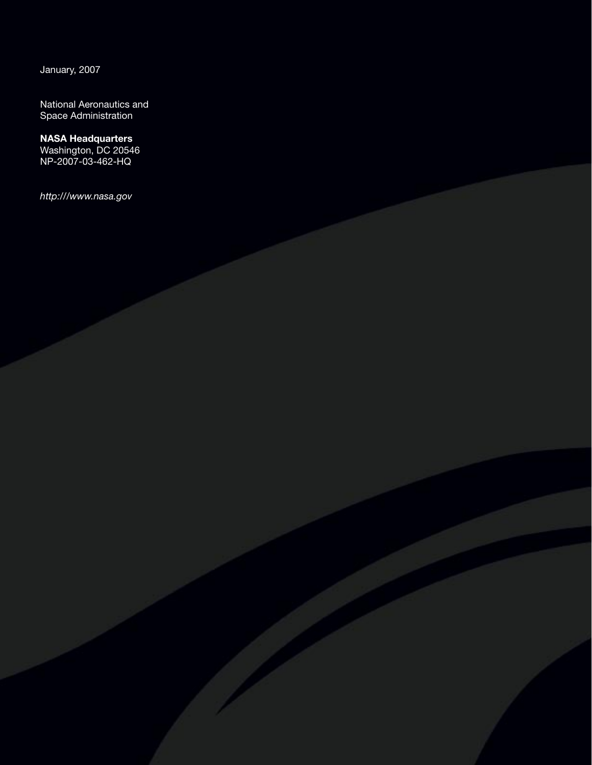January, 2007

National Aeronautics and
Space Administration

**NASA Headquarters**
Washington, DC 20546
NP-2007-03-462-HQ

*http:///www.nasa.gov*